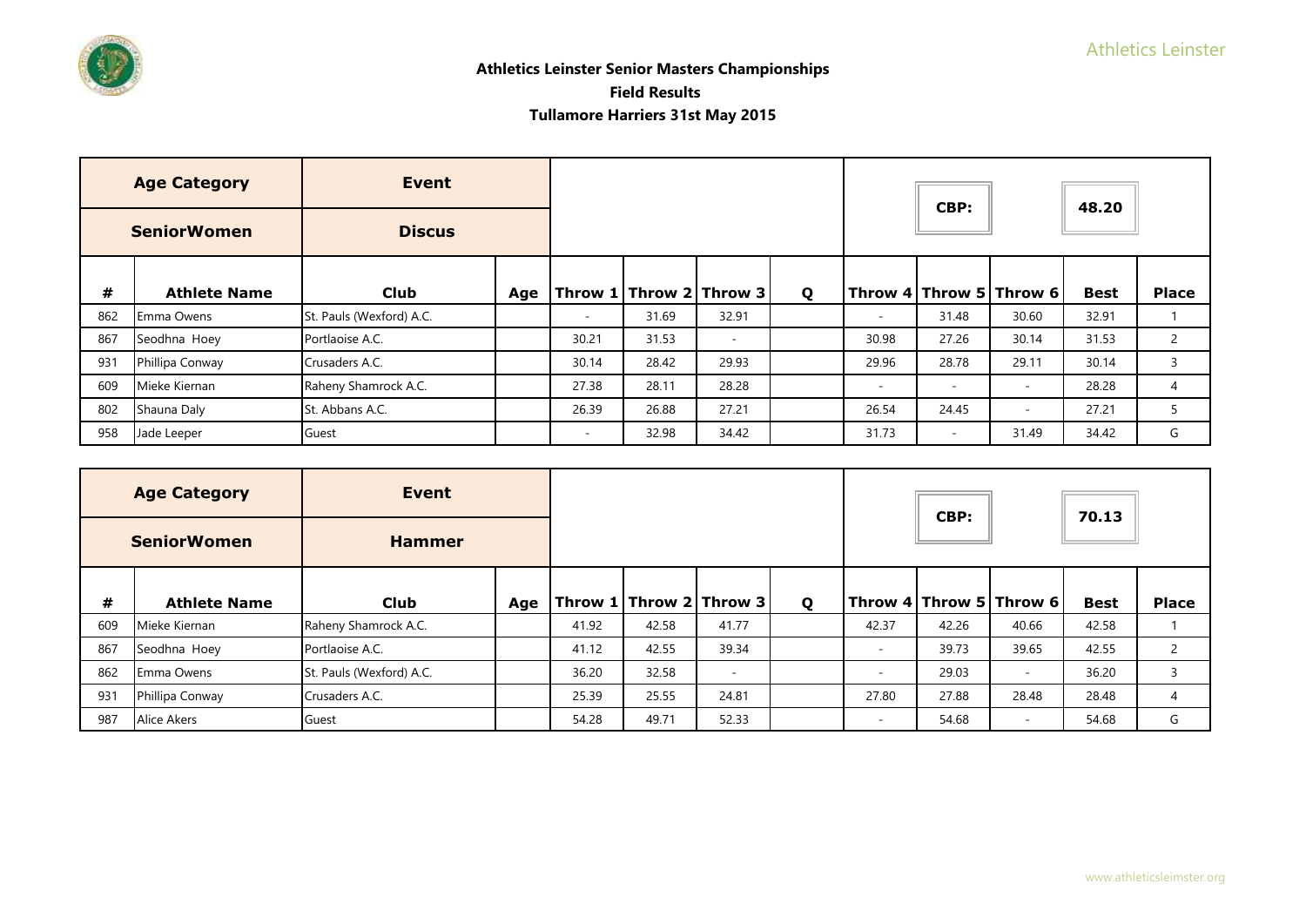# Athletics Leinster Senior Masters Championships

## Field Results

### Tullamore Harriers 31st May 2015

| Age Category | Event | | | | | | | | CBP: | | 48.20 | |
|---|---|---|---|---|---|---|---|---|---|---|---|---|
| SeniorWomen | Discus | | | | | | | | | | | |
| # | Athlete Name | Club | Age | Throw 1 | Throw 2 | Throw 3 | Q | Throw 4 | Throw 5 | Throw 6 | Best | Place |
| 862 | Emma Owens | St. Pauls (Wexford) A.C. | | - | 31.69 | 32.91 | | - | 31.48 | 30.60 | 32.91 | 1 |
| 867 | Seodhna Hoey | Portlaoise A.C. | | 30.21 | 31.53 | - | | 30.98 | 27.26 | 30.14 | 31.53 | 2 |
| 931 | Phillipa Conway | Crusaders A.C. | | 30.14 | 28.42 | 29.93 | | 29.96 | 28.78 | 29.11 | 30.14 | 3 |
| 609 | Mieke Kiernan | Raheny Shamrock A.C. | | 27.38 | 28.11 | 28.28 | | - | - | - | 28.28 | 4 |
| 802 | Shauna Daly | St. Abbans A.C. | | 26.39 | 26.88 | 27.21 | | 26.54 | 24.45 | - | 27.21 | 5 |
| 958 | Jade Leeper | Guest | | - | 32.98 | 34.42 | | 31.73 | - | 31.49 | 34.42 | G |

| Age Category | Event | | | | | | | | CBP: | | 70.13 | |
|---|---|---|---|---|---|---|---|---|---|---|---|---|
| SeniorWomen | Hammer | | | | | | | | | | | |
| # | Athlete Name | Club | Age | Throw 1 | Throw 2 | Throw 3 | Q | Throw 4 | Throw 5 | Throw 6 | Best | Place |
| 609 | Mieke Kiernan | Raheny Shamrock A.C. | | 41.92 | 42.58 | 41.77 | | 42.37 | 42.26 | 40.66 | 42.58 | 1 |
| 867 | Seodhna Hoey | Portlaoise A.C. | | 41.12 | 42.55 | 39.34 | | - | 39.73 | 39.65 | 42.55 | 2 |
| 862 | Emma Owens | St. Pauls (Wexford) A.C. | | 36.20 | 32.58 | - | | - | 29.03 | - | 36.20 | 3 |
| 931 | Phillipa Conway | Crusaders A.C. | | 25.39 | 25.55 | 24.81 | | 27.80 | 27.88 | 28.48 | 28.48 | 4 |
| 987 | Alice Akers | Guest | | 54.28 | 49.71 | 52.33 | | - | 54.68 | - | 54.68 | G |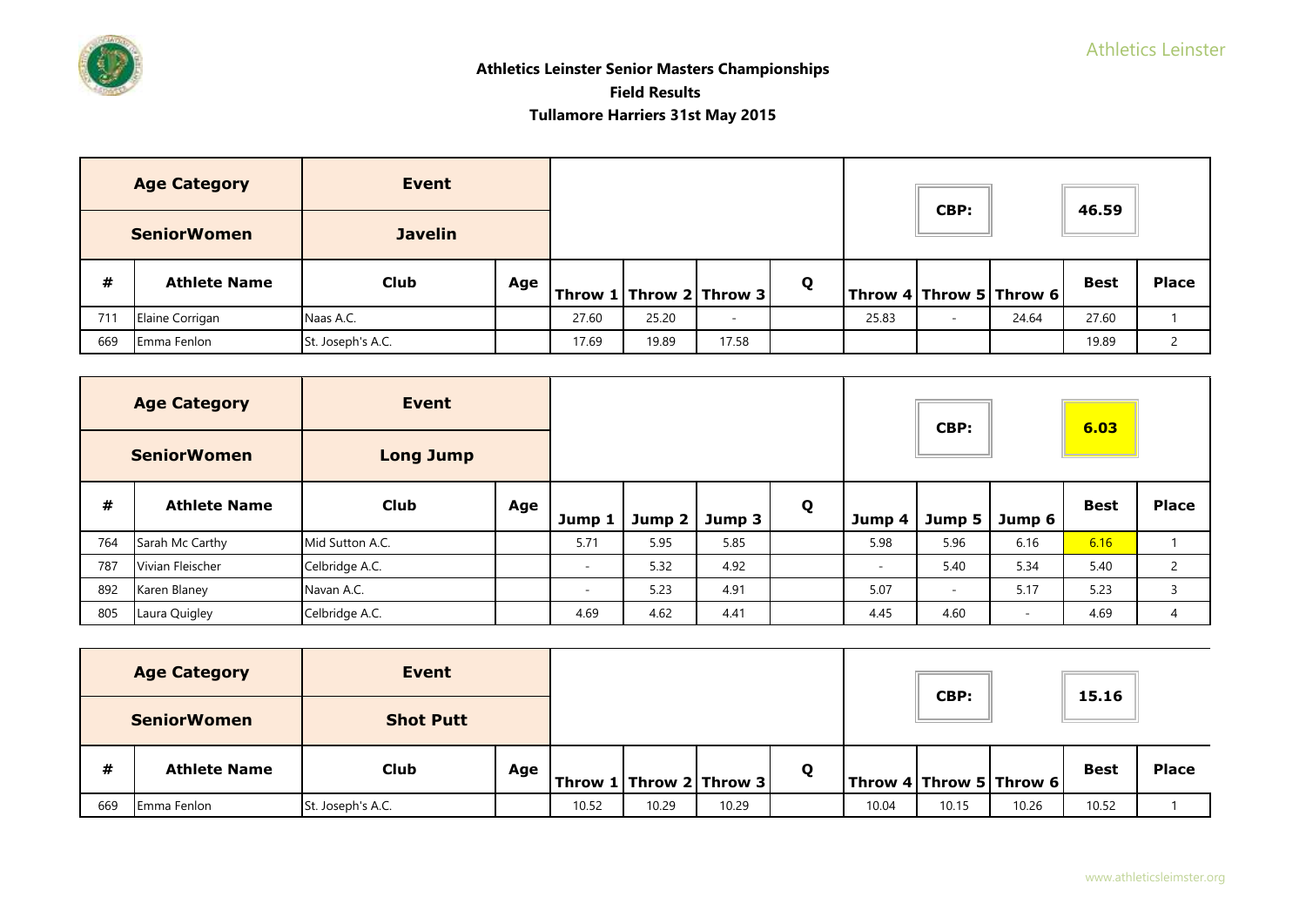**Athletics Leinster Senior Masters Championships**

**Field Results**

**Tullamore Harriers 31st May 2015**

| Age Category | Event | | | | | | | | CBP: | | 46.59 | |
|---|---|---|---|---|---|---|---|---|---|---|---|---|
| SeniorWomen | Javelin | | | | | | | | | | | |
| # | Athlete Name | Club | Age | Throw 1 | Throw 2 | Throw 3 | Q | Throw 4 | Throw 5 | Throw 6 | Best | Place |
| 711 | Elaine Corrigan | Naas A.C. | | 27.60 | 25.20 | - | | 25.83 | - | 24.64 | 27.60 | 1 |
| 669 | Emma Fenlon | St. Joseph's A.C. | | 17.69 | 19.89 | 17.58 | | | | | 19.89 | 2 |

| Age Category | Event | | | | | | | | CBP: | | 6.03 | |
|---|---|---|---|---|---|---|---|---|---|---|---|---|
| SeniorWomen | Long Jump | | | | | | | | | | | |
| # | Athlete Name | Club | Age | Jump 1 | Jump 2 | Jump 3 | Q | Jump 4 | Jump 5 | Jump 6 | Best | Place |
| 764 | Sarah Mc Carthy | Mid Sutton A.C. | | 5.71 | 5.95 | 5.85 | | 5.98 | 5.96 | 6.16 | 6.16 | 1 |
| 787 | Vivian Fleischer | Celbridge A.C. | | - | 5.32 | 4.92 | | - | 5.40 | 5.34 | 5.40 | 2 |
| 892 | Karen Blaney | Navan A.C. | | - | 5.23 | 4.91 | | 5.07 | - | 5.17 | 5.23 | 3 |
| 805 | Laura Quigley | Celbridge A.C. | | 4.69 | 4.62 | 4.41 | | 4.45 | 4.60 | - | 4.69 | 4 |

| Age Category | Event | | | | | | | | CBP: | | 15.16 | |
|---|---|---|---|---|---|---|---|---|---|---|---|---|
| SeniorWomen | Shot Putt | | | | | | | | | | | |
| # | Athlete Name | Club | Age | Throw 1 | Throw 2 | Throw 3 | Q | Throw 4 | Throw 5 | Throw 6 | Best | Place |
| 669 | Emma Fenlon | St. Joseph's A.C. | | 10.52 | 10.29 | 10.29 | | 10.04 | 10.15 | 10.26 | 10.52 | 1 |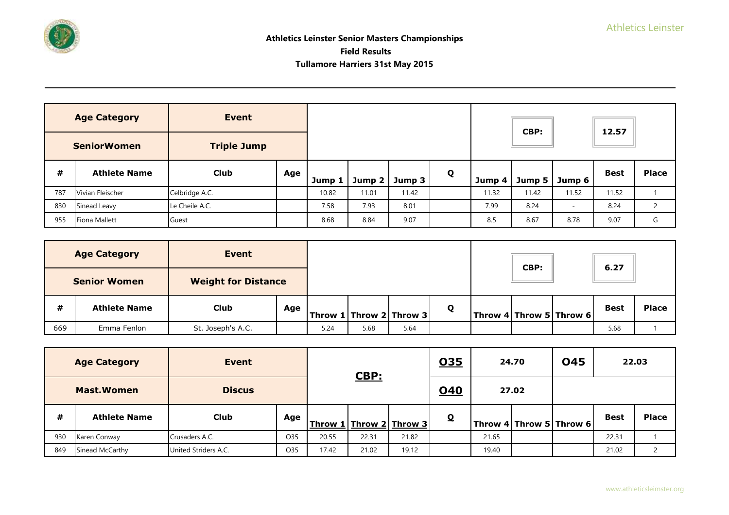**Athletics Leinster Senior Masters Championships**
**Field Results**
**Tullamore Harriers 31st May 2015**

| Age Category | Event | | | | | | | | CBP: | | 12.57 | |
|---|---|---|---|---|---|---|---|---|---|---|---|---|
| SeniorWomen | Triple Jump | | | | | | | | | | | |
| # | Athlete Name | Club | Age | Jump 1 | Jump 2 | Jump 3 | Q | Jump 4 | Jump 5 | Jump 6 | Best | Place |
| 787 | Vivian Fleischer | Celbridge A.C. | | 10.82 | 11.01 | 11.42 | | 11.32 | 11.42 | 11.52 | 11.52 | 1 |
| 830 | Sinead Leavy | Le Cheile A.C. | | 7.58 | 7.93 | 8.01 | | 7.99 | 8.24 | - | 8.24 | 2 |
| 955 | Fiona Mallett | Guest | | 8.68 | 8.84 | 9.07 | | 8.5 | 8.67 | 8.78 | 9.07 | G |

| Age Category | Event | | | | | | | | CBP: | | 6.27 | |
|---|---|---|---|---|---|---|---|---|---|---|---|---|
| Senior Women | Weight for Distance | | | | | | | | | | | |
| # | Athlete Name | Club | Age | Throw 1 | Throw 2 | Throw 3 | Q | Throw 4 | Throw 5 | Throw 6 | Best | Place |
| 669 | Emma Fenlon | St. Joseph's A.C. | | 5.24 | 5.68 | 5.64 | | | | | 5.68 | 1 |

| Age Category | Event | | | CBP: | | | O35 | 24.70 | | O45 | 22.03 | |
|---|---|---|---|---|---|---|---|---|---|---|---|---|
| Mast.Women | Discus | | | | | | O40 | 27.02 | | | | |
| # | Athlete Name | Club | Age | Throw 1 | Throw 2 | Throw 3 | Q | Throw 4 | Throw 5 | Throw 6 | Best | Place |
| 930 | Karen Conway | Crusaders A.C. | O35 | 20.55 | 22.31 | 21.82 | | 21.65 | | | 22.31 | 1 |
| 849 | Sinead McCarthy | United Striders A.C. | O35 | 17.42 | 21.02 | 19.12 | | 19.40 | | | 21.02 | 2 |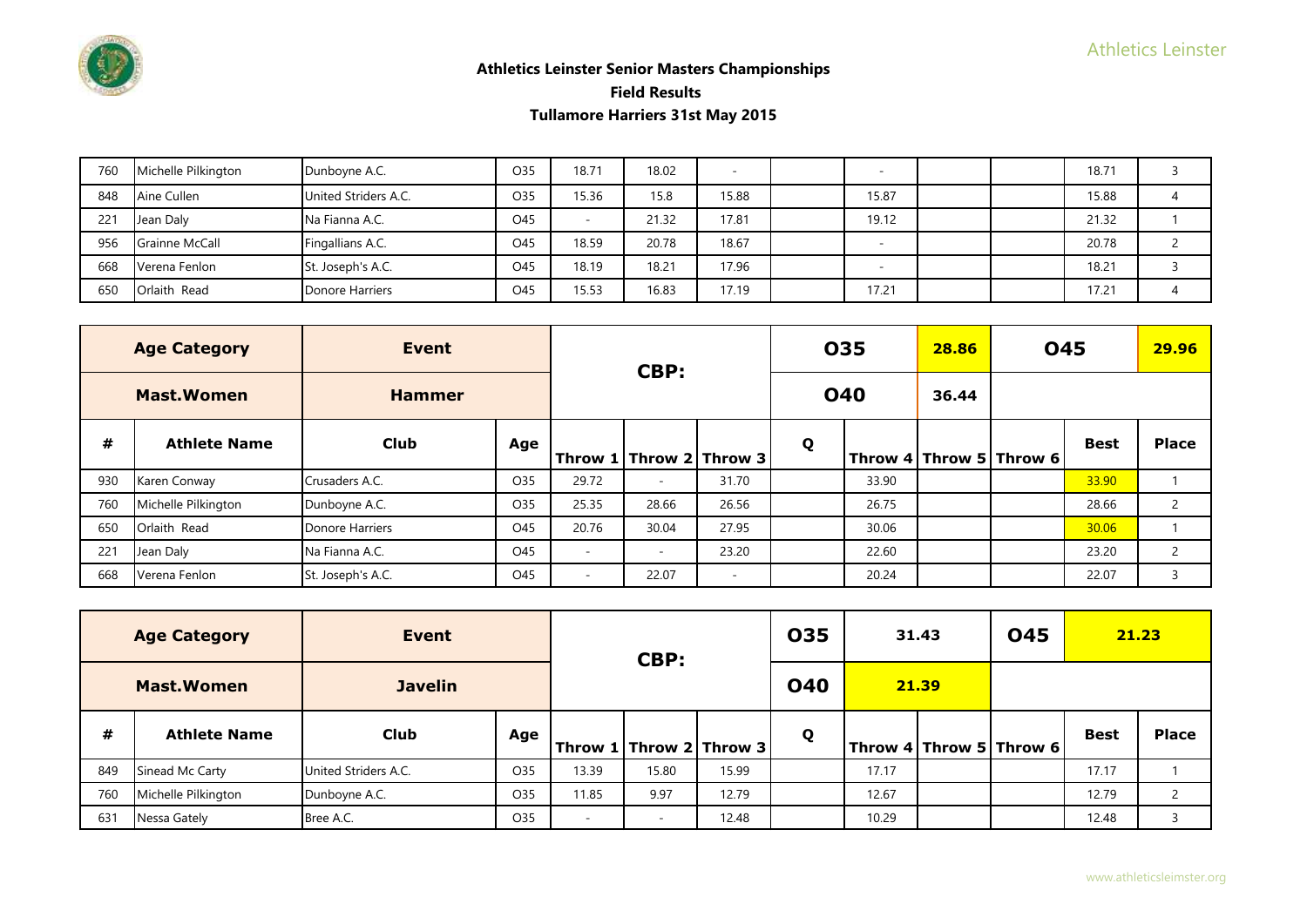# Athletics Leinster Senior Masters Championships

## Field Results

### Tullamore Harriers 31st May 2015

| | | | | | | | | | | | | |
|---|---|---|---|---|---|---|---|---|---|---|---|---|
| 760 | Michelle Pilkington | Dunboyne A.C. | O35 | 18.71 | 18.02 | - | | - | | | 18.71 | 3 |
| 848 | Aine Cullen | United Striders A.C. | O35 | 15.36 | 15.8 | 15.88 | | 15.87 | | | 15.88 | 4 |
| 221 | Jean Daly | Na Fianna A.C. | O45 | - | 21.32 | 17.81 | | 19.12 | | | 21.32 | 1 |
| 956 | Grainne McCall | Fingallians A.C. | O45 | 18.59 | 20.78 | 18.67 | | - | | | 20.78 | 2 |
| 668 | Verena Fenlon | St. Joseph's A.C. | O45 | 18.19 | 18.21 | 17.96 | | - | | | 18.21 | 3 |
| 650 | Orlaith Read | Donore Harriers | O45 | 15.53 | 16.83 | 17.19 | | 17.21 | | | 17.21 | 4 |

| Age Category | Event | | CBP: | | | O35 | | 28.86 | O45 | | 29.96 |
|---|---|---|---|---|---|---|---|---|---|---|---|---|
| Mast.Women | Hammer | | | | | O40 | | 36.44 | | | | |
| # | Athlete Name | Club | Age | Throw 1 | Throw 2 | Throw 3 | Q | Throw 4 | Throw 5 | Throw 6 | Best | Place |
| 930 | Karen Conway | Crusaders A.C. | O35 | 29.72 | - | 31.70 | | 33.90 | | | 33.90 | 1 |
| 760 | Michelle Pilkington | Dunboyne A.C. | O35 | 25.35 | 28.66 | 26.56 | | 26.75 | | | 28.66 | 2 |
| 650 | Orlaith Read | Donore Harriers | O45 | 20.76 | 30.04 | 27.95 | | 30.06 | | | 30.06 | 1 |
| 221 | Jean Daly | Na Fianna A.C. | O45 | - | - | 23.20 | | 22.60 | | | 23.20 | 2 |
| 668 | Verena Fenlon | St. Joseph's A.C. | O45 | - | 22.07 | - | | 20.24 | | | 22.07 | 3 |

| Age Category | Event | | CBP: | | | O35 | 31.43 | | O45 | 21.23 | |
|---|---|---|---|---|---|---|---|---|---|---|---|---|
| Mast.Women | Javelin | | | | | O40 | 21.39 | | | | |
| # | Athlete Name | Club | Age | Throw 1 | Throw 2 | Throw 3 | Q | Throw 4 | Throw 5 | Throw 6 | Best | Place |
| 849 | Sinead Mc Carty | United Striders A.C. | O35 | 13.39 | 15.80 | 15.99 | | 17.17 | | | 17.17 | 1 |
| 760 | Michelle Pilkington | Dunboyne A.C. | O35 | 11.85 | 9.97 | 12.79 | | 12.67 | | | 12.79 | 2 |
| 631 | Nessa Gately | Bree A.C. | O35 | - | - | 12.48 | | 10.29 | | | 12.48 | 3 |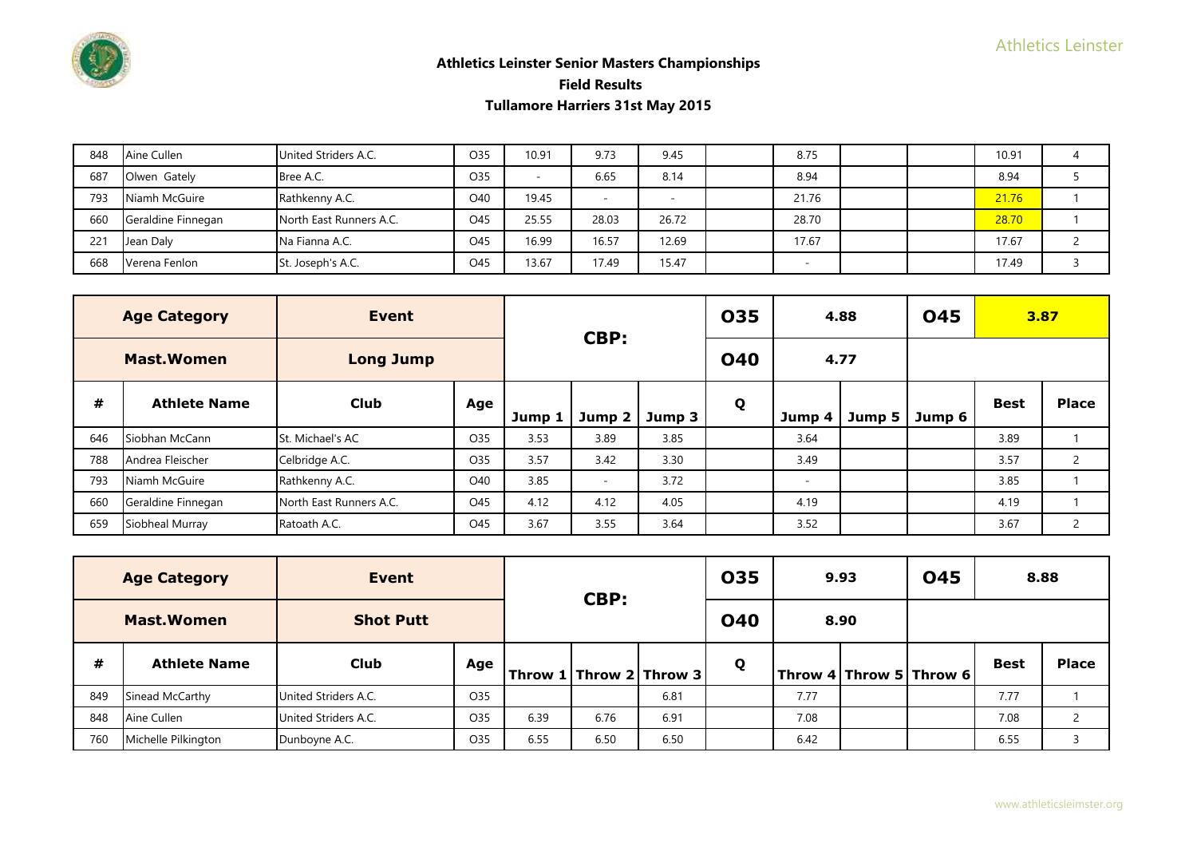## Athletics Leinster Senior Masters Championships

### Field Results

### Tullamore Harriers 31st May 2015

| # | Athlete Name | Club | Age | | | | Q | | | | Best | Place |
|---|---|---|---|---|---|---|---|---|---|---|---|---|
| 848 | Aine Cullen | United Striders A.C. | O35 | 10.91 | 9.73 | 9.45 | | 8.75 | | | 10.91 | 4 |
| 687 | Olwen Gately | Bree A.C. | O35 | - | 6.65 | 8.14 | | 8.94 | | | 8.94 | 5 |
| 793 | Niamh McGuire | Rathkenny A.C. | O40 | 19.45 | - | - | | 21.76 | | | 21.76 | 1 |
| 660 | Geraldine Finnegan | North East Runners A.C. | O45 | 25.55 | 28.03 | 26.72 | | 28.70 | | | 28.70 | 1 |
| 221 | Jean Daly | Na Fianna A.C. | O45 | 16.99 | 16.57 | 12.69 | | 17.67 | | | 17.67 | 2 |
| 668 | Verena Fenlon | St. Joseph's A.C. | O45 | 13.67 | 17.49 | 15.47 | | - | | | 17.49 | 3 |

| Age Category | Event | | CBP: | | | O35 | 4.88 | | O45 | 3.87 | |
|---|---|---|---|---|---|---|---|---|---|---|---|
| Mast.Women | Long Jump | | | | | O40 | 4.77 | | | | |

| # | Athlete Name | Club | Age | Jump 1 | Jump 2 | Jump 3 | Q | Jump 4 | Jump 5 | Jump 6 | Best | Place |
|---|---|---|---|---|---|---|---|---|---|---|---|---|
| 646 | Siobhan McCann | St. Michael's AC | O35 | 3.53 | 3.89 | 3.85 | | 3.64 | | | 3.89 | 1 |
| 788 | Andrea Fleischer | Celbridge A.C. | O35 | 3.57 | 3.42 | 3.30 | | 3.49 | | | 3.57 | 2 |
| 793 | Niamh McGuire | Rathkenny A.C. | O40 | 3.85 | - | 3.72 | | - | | | 3.85 | 1 |
| 660 | Geraldine Finnegan | North East Runners A.C. | O45 | 4.12 | 4.12 | 4.05 | | 4.19 | | | 4.19 | 1 |
| 659 | Siobheal Murray | Ratoath A.C. | O45 | 3.67 | 3.55 | 3.64 | | 3.52 | | | 3.67 | 2 |

| Age Category | Event | | CBP: | | | O35 | 9.93 | | O45 | 8.88 | |
|---|---|---|---|---|---|---|---|---|---|---|---|
| Mast.Women | Shot Putt | | | | | O40 | 8.90 | | | | |

| # | Athlete Name | Club | Age | Throw 1 | Throw 2 | Throw 3 | Q | Throw 4 | Throw 5 | Throw 6 | Best | Place |
|---|---|---|---|---|---|---|---|---|---|---|---|---|
| 849 | Sinead McCarthy | United Striders A.C. | O35 | | | 6.81 | | 7.77 | | | 7.77 | 1 |
| 848 | Aine Cullen | United Striders A.C. | O35 | 6.39 | 6.76 | 6.91 | | 7.08 | | | 7.08 | 2 |
| 760 | Michelle Pilkington | Dunboyne A.C. | O35 | 6.55 | 6.50 | 6.50 | | 6.42 | | | 6.55 | 3 |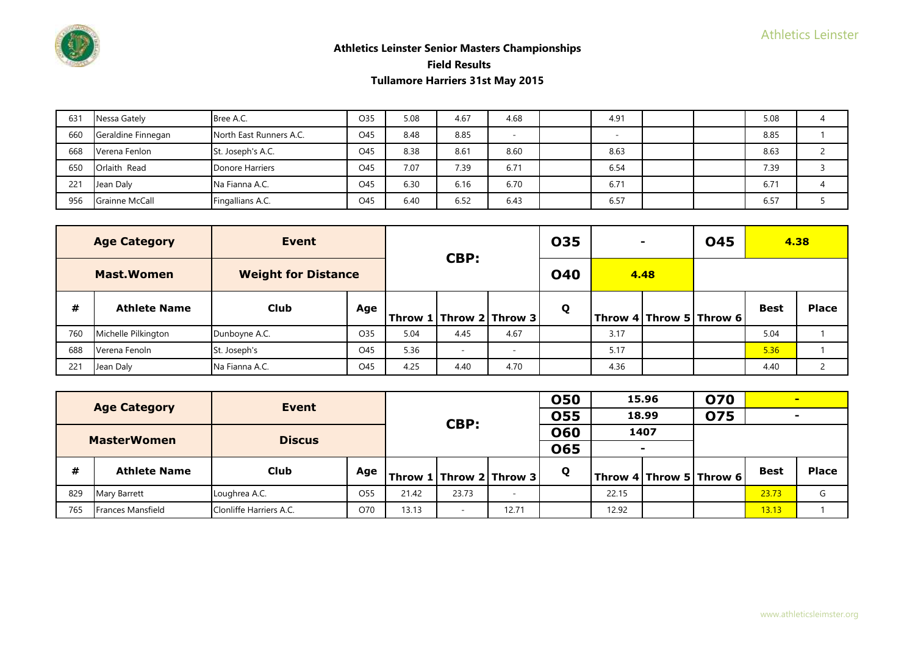## Athletics Leinster Senior Masters Championships

### Field Results

### Tullamore Harriers 31st May 2015

| # | Athlete Name | Club | Age | Throw 1 | Throw 2 | Throw 3 | Q | Throw 4 | Throw 5 | Throw 6 | Best | Place |
|---|---|---|---|---|---|---|---|---|---|---|---|---|
| 631 | Nessa Gately | Bree A.C. | O35 | 5.08 | 4.67 | 4.68 | | 4.91 | | | 5.08 | 4 |
| 660 | Geraldine Finnegan | North East Runners A.C. | O45 | 8.48 | 8.85 | - | | - | | | 8.85 | 1 |
| 668 | Verena Fenlon | St. Joseph's A.C. | O45 | 8.38 | 8.61 | 8.60 | | 8.63 | | | 8.63 | 2 |
| 650 | Orlaith Read | Donore Harriers | O45 | 7.07 | 7.39 | 6.71 | | 6.54 | | | 7.39 | 3 |
| 221 | Jean Daly | Na Fianna A.C. | O45 | 6.30 | 6.16 | 6.70 | | 6.71 | | | 6.71 | 4 |
| 956 | Grainne McCall | Fingallians A.C. | O45 | 6.40 | 6.52 | 6.43 | | 6.57 | | | 6.57 | 5 |

| Age Category | Event | | | CBP: | | | O35 | - | | O45 | 4.38 | |
|---|---|---|---|---|---|---|---|---|---|---|---|---|
| **Mast.Women** | **Weight for Distance** | | | | | | O40 | 4.48 | | | | |
| **#** | **Athlete Name** | **Club** | **Age** | **Throw 1** | **Throw 2** | **Throw 3** | **Q** | **Throw 4** | **Throw 5** | **Throw 6** | **Best** | **Place** |
| 760 | Michelle Pilkington | Dunboyne A.C. | O35 | 5.04 | 4.45 | 4.67 | | 3.17 | | | 5.04 | 1 |
| 688 | Verena Fenoln | St. Joseph's | O45 | 5.36 | - | - | | 5.17 | | | 5.36 | 1 |
| 221 | Jean Daly | Na Fianna A.C. | O45 | 4.25 | 4.40 | 4.70 | | 4.36 | | | 4.40 | 2 |

| Age Category | Event | | | CBP: | | | O50 | 15.96 | | O70 | - | |
|---|---|---|---|---|---|---|---|---|---|---|---|---|
| | | | | | | | O55 | 18.99 | | O75 | - | |
| **MasterWomen** | **Discus** | | | | | | O60 | 1407 | | | | |
| | | | | | | | O65 | - | | | | |
| **#** | **Athlete Name** | **Club** | **Age** | **Throw 1** | **Throw 2** | **Throw 3** | **Q** | **Throw 4** | **Throw 5** | **Throw 6** | **Best** | **Place** |
| 829 | Mary Barrett | Loughrea A.C. | O55 | 21.42 | 23.73 | - | | 22.15 | | | 23.73 | G |
| 765 | Frances Mansfield | Clonliffe Harriers A.C. | O70 | 13.13 | - | 12.71 | | 12.92 | | | 13.13 | 1 |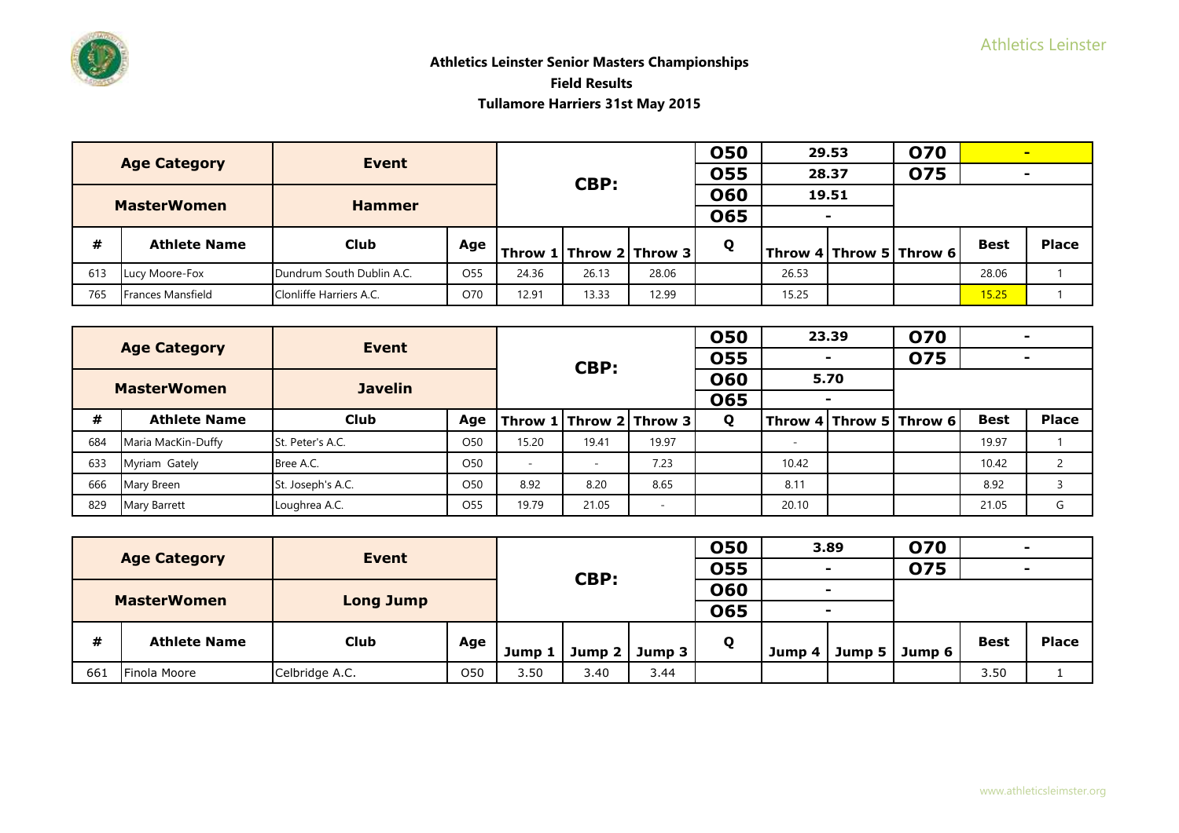# Athletics Leinster Senior Masters Championships

## Field Results

### Tullamore Harriers 31st May 2015

| Age Category | | Event | | CBP: | | | O50 | 29.53 | | O70 | - | |
|---|---|---|---|---|---|---|---|---|---|---|---|---|
| | | | | | | | O55 | 28.37 | | O75 | - | |
| MasterWomen | | Hammer | | | | | O60 | 19.51 | | | | |
| | | | | | | | O65 | - | | | | |
| # | Athlete Name | Club | Age | Throw 1 | Throw 2 | Throw 3 | Q | Throw 4 | Throw 5 | Throw 6 | Best | Place |
| 613 | Lucy Moore-Fox | Dundrum South Dublin A.C. | O55 | 24.36 | 26.13 | 28.06 | | 26.53 | | | 28.06 | 1 |
| 765 | Frances Mansfield | Clonliffe Harriers A.C. | O70 | 12.91 | 13.33 | 12.99 | | 15.25 | | | 15.25 | 1 |

| Age Category | | Event | | CBP: | | | O50 | 23.39 | | O70 | - | |
|---|---|---|---|---|---|---|---|---|---|---|---|---|
| | | | | | | | O55 | - | | O75 | - | |
| MasterWomen | | Javelin | | | | | O60 | 5.70 | | | | |
| | | | | | | | O65 | - | | | | |
| # | Athlete Name | Club | Age | Throw 1 | Throw 2 | Throw 3 | Q | Throw 4 | Throw 5 | Throw 6 | Best | Place |
| 684 | Maria MacKin-Duffy | St. Peter's A.C. | O50 | 15.20 | 19.41 | 19.97 | | - | | | 19.97 | 1 |
| 633 | Myriam Gately | Bree A.C. | O50 | - | - | 7.23 | | 10.42 | | | 10.42 | 2 |
| 666 | Mary Breen | St. Joseph's A.C. | O50 | 8.92 | 8.20 | 8.65 | | 8.11 | | | 8.92 | 3 |
| 829 | Mary Barrett | Loughrea A.C. | O55 | 19.79 | 21.05 | - | | 20.10 | | | 21.05 | G |

| Age Category | | Event | | CBP: | | | O50 | 3.89 | | O70 | - | |
|---|---|---|---|---|---|---|---|---|---|---|---|---|
| | | | | | | | O55 | - | | O75 | - | |
| MasterWomen | | Long Jump | | | | | O60 | - | | | | |
| | | | | | | | O65 | - | | | | |
| # | Athlete Name | Club | Age | Jump 1 | Jump 2 | Jump 3 | Q | Jump 4 | Jump 5 | Jump 6 | Best | Place |
| 661 | Finola Moore | Celbridge A.C. | O50 | 3.50 | 3.40 | 3.44 | | | | | 3.50 | 1 |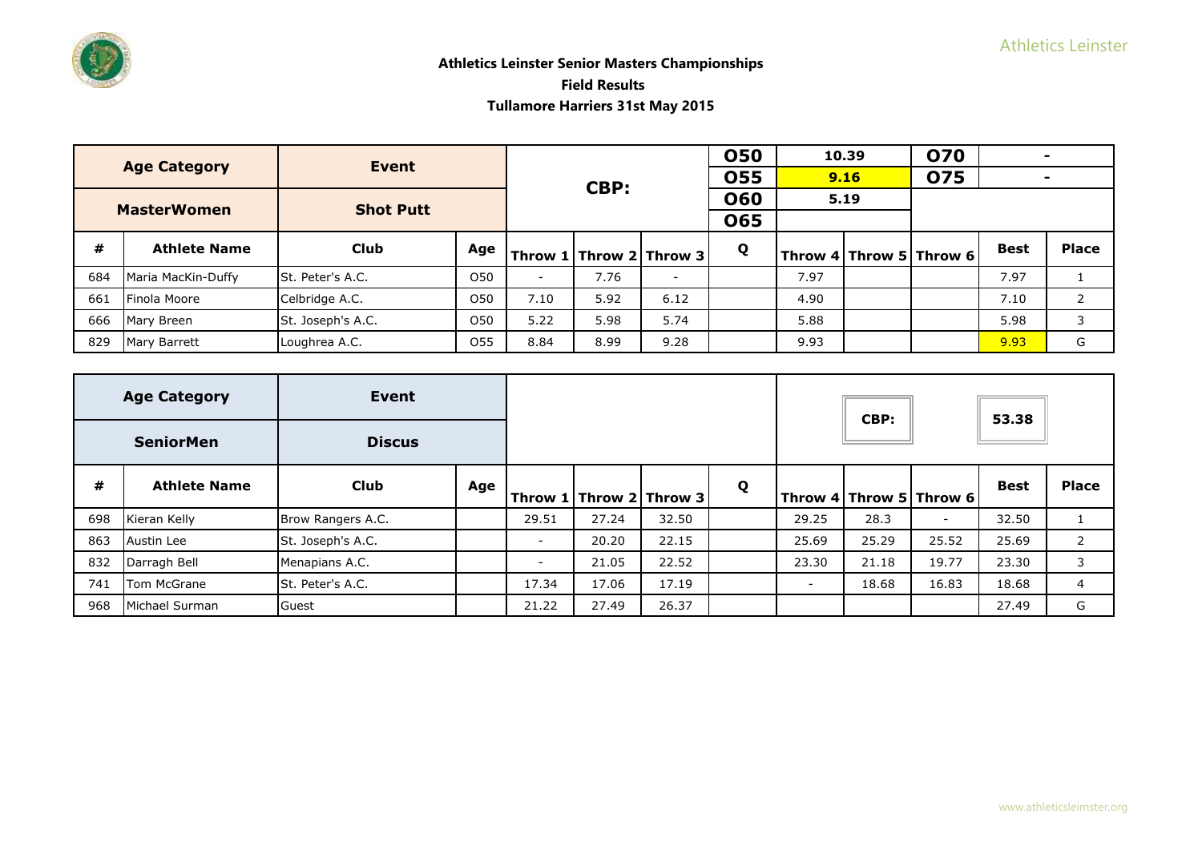**Athletics Leinster Senior Masters Championships**

**Field Results**

**Tullamore Harriers 31st May 2015**

| Age Category | Event | | | CBP: | | | O50 | 10.39 | | O70 | - | |
|---|---|---|---|---|---|---|---|---|---|---|---|---|
| | | | | | | | O55 | 9.16 | | O75 | - | |
| MasterWomen | Shot Putt | | | | | | O60 | 5.19 | | | | |
| | | | | | | | O65 | | | | | |
| # | Athlete Name | Club | Age | Throw 1 | Throw 2 | Throw 3 | Q | Throw 4 | Throw 5 | Throw 6 | Best | Place |
| 684 | Maria MacKin-Duffy | St. Peter's A.C. | O50 | - | 7.76 | - | | 7.97 | | | 7.97 | 1 |
| 661 | Finola Moore | Celbridge A.C. | O50 | 7.10 | 5.92 | 6.12 | | 4.90 | | | 7.10 | 2 |
| 666 | Mary Breen | St. Joseph's A.C. | O50 | 5.22 | 5.98 | 5.74 | | 5.88 | | | 5.98 | 3 |
| 829 | Mary Barrett | Loughrea A.C. | O55 | 8.84 | 8.99 | 9.28 | | 9.93 | | | 9.93 | G |

| Age Category | Event | | | | | | | | CBP: | | 53.38 | |
|---|---|---|---|---|---|---|---|---|---|---|---|---|
| SeniorMen | Discus | | | | | | | | | | | |
| # | Athlete Name | Club | Age | Throw 1 | Throw 2 | Throw 3 | Q | Throw 4 | Throw 5 | Throw 6 | Best | Place |
| 698 | Kieran Kelly | Brow Rangers A.C. | | 29.51 | 27.24 | 32.50 | | 29.25 | 28.3 | - | 32.50 | 1 |
| 863 | Austin Lee | St. Joseph's A.C. | | - | 20.20 | 22.15 | | 25.69 | 25.29 | 25.52 | 25.69 | 2 |
| 832 | Darragh Bell | Menapians A.C. | | - | 21.05 | 22.52 | | 23.30 | 21.18 | 19.77 | 23.30 | 3 |
| 741 | Tom McGrane | St. Peter's A.C. | | 17.34 | 17.06 | 17.19 | | - | 18.68 | 16.83 | 18.68 | 4 |
| 968 | Michael Surman | Guest | | 21.22 | 27.49 | 26.37 | | | | | 27.49 | G |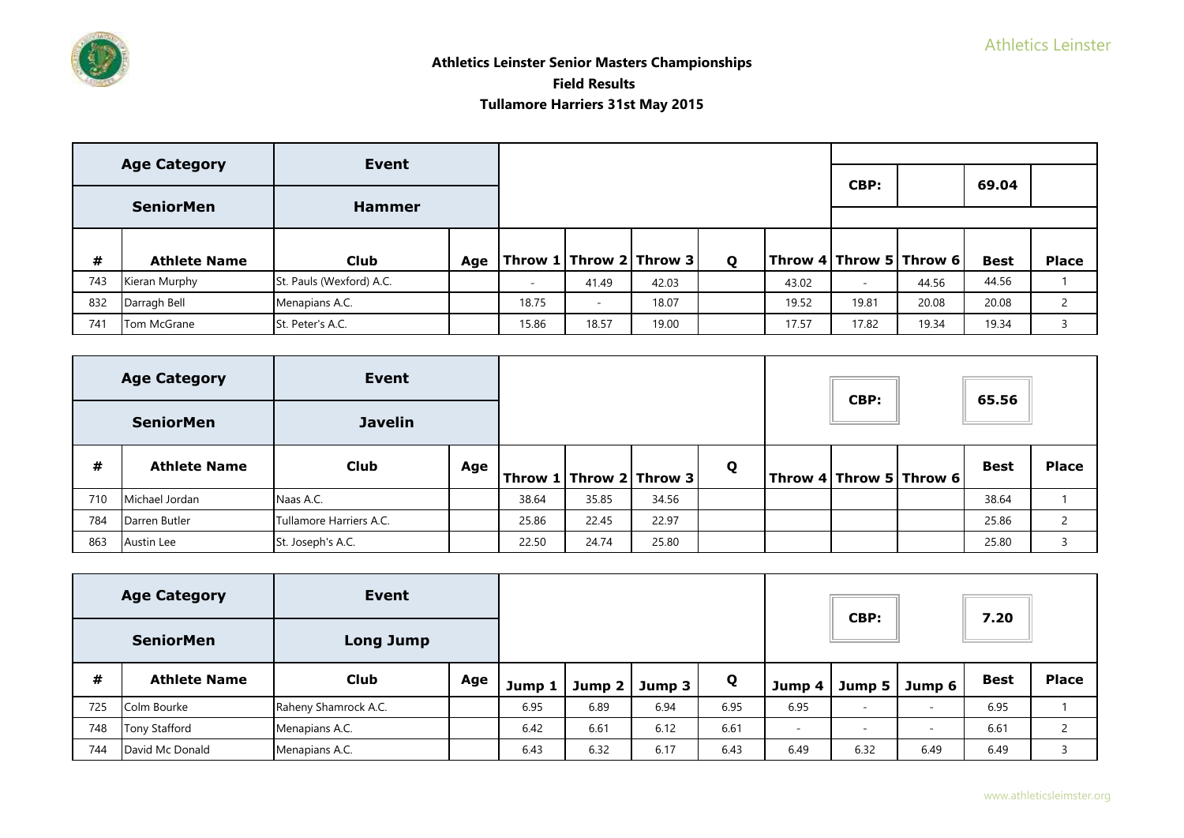**Athletics Leinster Senior Masters Championships**

**Field Results**

**Tullamore Harriers 31st May 2015**

| Age Category | Event | | | | | | | | | | | |
|---|---|---|---|---|---|---|---|---|---|---|---|---|
| **SeniorMen** | **Hammer** | | | | | | | | **CBP:** | | **69.04** | |
| **#** | **Athlete Name** | **Club** | **Age** | **Throw 1** | **Throw 2** | **Throw 3** | **Q** | **Throw 4** | **Throw 5** | **Throw 6** | **Best** | **Place** |
| 743 | Kieran Murphy | St. Pauls (Wexford) A.C. | | - | 41.49 | 42.03 | | 43.02 | - | 44.56 | 44.56 | 1 |
| 832 | Darragh Bell | Menapians A.C. | | 18.75 | - | 18.07 | | 19.52 | 19.81 | 20.08 | 20.08 | 2 |
| 741 | Tom McGrane | St. Peter's A.C. | | 15.86 | 18.57 | 19.00 | | 17.57 | 17.82 | 19.34 | 19.34 | 3 |

| Age Category | Event | | | | | | | | | | | |
|---|---|---|---|---|---|---|---|---|---|---|---|---|
| **SeniorMen** | **Javelin** | | | | | | | | **CBP:** | | **65.56** | |
| **#** | **Athlete Name** | **Club** | **Age** | **Throw 1** | **Throw 2** | **Throw 3** | **Q** | **Throw 4** | **Throw 5** | **Throw 6** | **Best** | **Place** |
| 710 | Michael Jordan | Naas A.C. | | 38.64 | 35.85 | 34.56 | | | | | 38.64 | 1 |
| 784 | Darren Butler | Tullamore Harriers A.C. | | 25.86 | 22.45 | 22.97 | | | | | 25.86 | 2 |
| 863 | Austin Lee | St. Joseph's A.C. | | 22.50 | 24.74 | 25.80 | | | | | 25.80 | 3 |

| Age Category | Event | | | | | | | | | | | |
|---|---|---|---|---|---|---|---|---|---|---|---|---|
| **SeniorMen** | **Long Jump** | | | | | | | | **CBP:** | | **7.20** | |
| **#** | **Athlete Name** | **Club** | **Age** | **Jump 1** | **Jump 2** | **Jump 3** | **Q** | **Jump 4** | **Jump 5** | **Jump 6** | **Best** | **Place** |
| 725 | Colm Bourke | Raheny Shamrock A.C. | | 6.95 | 6.89 | 6.94 | 6.95 | 6.95 | - | - | 6.95 | 1 |
| 748 | Tony Stafford | Menapians A.C. | | 6.42 | 6.61 | 6.12 | 6.61 | - | - | - | 6.61 | 2 |
| 744 | David Mc Donald | Menapians A.C. | | 6.43 | 6.32 | 6.17 | 6.43 | 6.49 | 6.32 | 6.49 | 6.49 | 3 |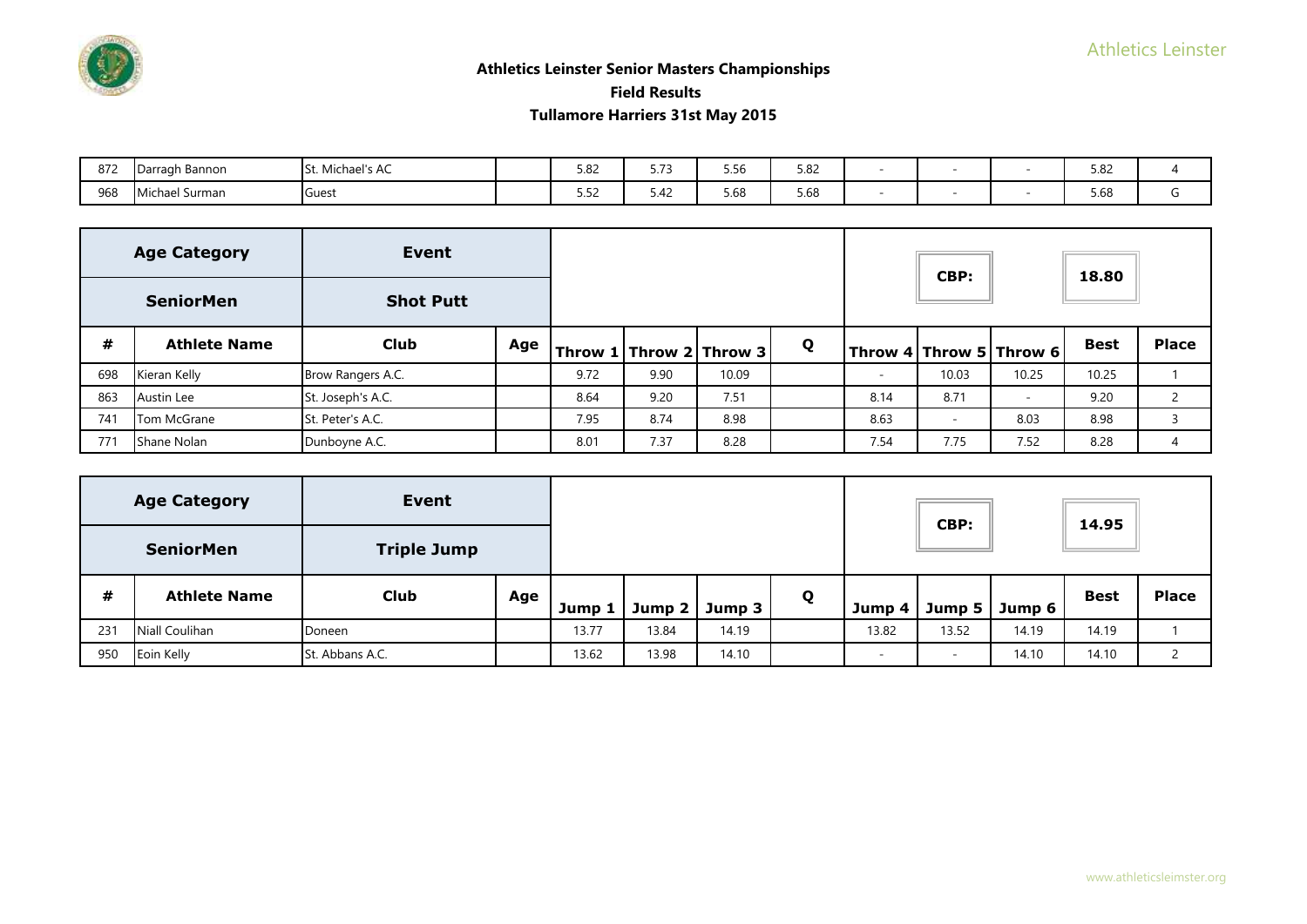## Athletics Leinster Senior Masters Championships

### Field Results

### Tullamore Harriers 31st May 2015

| # | Athlete Name | Club | Age | | | | Q | | | | Best | Place |
|---|---|---|---|---|---|---|---|---|---|---|---|---|
| 872 | Darragh Bannon | St. Michael's AC | | 5.82 | 5.73 | 5.56 | 5.82 | - | - | - | 5.82 | 4 |
| 968 | Michael Surman | Guest | | 5.52 | 5.42 | 5.68 | 5.68 | - | - | - | 5.68 | G |

| Age Category | Event | | | | | | | | | | | |
|---|---|---|---|---|---|---|---|---|---|---|---|---|
| SeniorMen | Shot Putt | | | | | | | | CBP: | | 18.80 | |
| # | Athlete Name | Club | Age | Throw 1 | Throw 2 | Throw 3 | Q | Throw 4 | Throw 5 | Throw 6 | Best | Place |
| 698 | Kieran Kelly | Brow Rangers A.C. | | 9.72 | 9.90 | 10.09 | | - | 10.03 | 10.25 | 10.25 | 1 |
| 863 | Austin Lee | St. Joseph's A.C. | | 8.64 | 9.20 | 7.51 | | 8.14 | 8.71 | - | 9.20 | 2 |
| 741 | Tom McGrane | St. Peter's A.C. | | 7.95 | 8.74 | 8.98 | | 8.63 | - | 8.03 | 8.98 | 3 |
| 771 | Shane Nolan | Dunboyne A.C. | | 8.01 | 7.37 | 8.28 | | 7.54 | 7.75 | 7.52 | 8.28 | 4 |

| Age Category | Event | | | | | | | | | | | |
|---|---|---|---|---|---|---|---|---|---|---|---|---|
| SeniorMen | Triple Jump | | | | | | | | CBP: | | 14.95 | |
| # | Athlete Name | Club | Age | Jump 1 | Jump 2 | Jump 3 | Q | Jump 4 | Jump 5 | Jump 6 | Best | Place |
| 231 | Niall Coulihan | Doneen | | 13.77 | 13.84 | 14.19 | | 13.82 | 13.52 | 14.19 | 14.19 | 1 |
| 950 | Eoin Kelly | St. Abbans A.C. | | 13.62 | 13.98 | 14.10 | | - | - | 14.10 | 14.10 | 2 |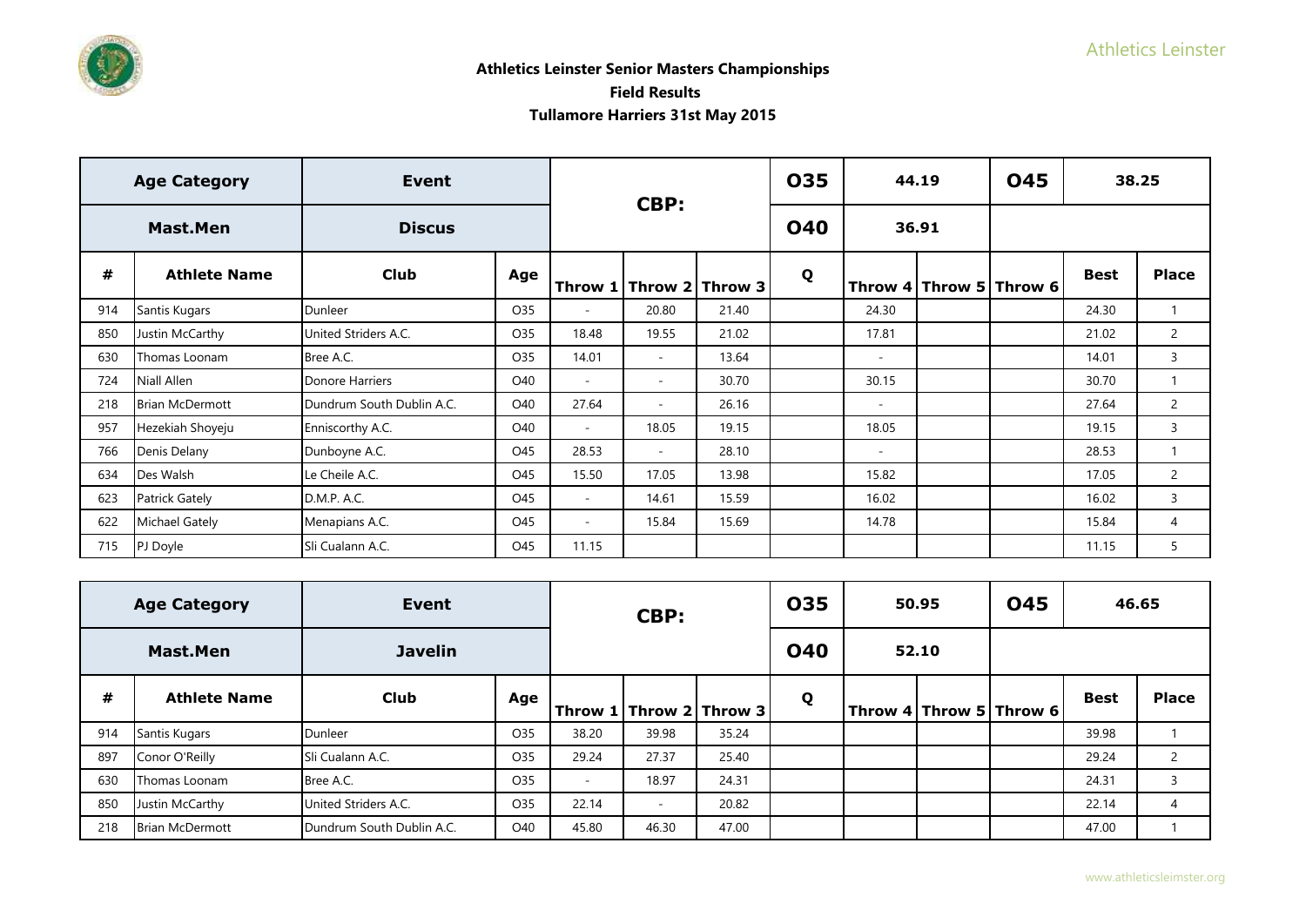## Athletics Leinster Senior Masters Championships

### Field Results

### Tullamore Harriers 31st May 2015

| Age Category | Event | | CBP: | | | O35 | 44.19 | | O45 | 38.25 | |
|---|---|---|---|---|---|---|---|---|---|---|---|
| Mast.Men | Discus | | | | | O40 | 36.91 | | | | |
| # | Athlete Name | Club | Age | Throw 1 | Throw 2 | Throw 3 | Q | Throw 4 | Throw 5 | Throw 6 | Best | Place |
| 914 | Santis Kugars | Dunleer | O35 | - | 20.80 | 21.40 | | 24.30 | | | 24.30 | 1 |
| 850 | Justin McCarthy | United Striders A.C. | O35 | 18.48 | 19.55 | 21.02 | | 17.81 | | | 21.02 | 2 |
| 630 | Thomas Loonam | Bree A.C. | O35 | 14.01 | - | 13.64 | | - | | | 14.01 | 3 |
| 724 | Niall Allen | Donore Harriers | O40 | - | - | 30.70 | | 30.15 | | | 30.70 | 1 |
| 218 | Brian McDermott | Dundrum South Dublin A.C. | O40 | 27.64 | - | 26.16 | | - | | | 27.64 | 2 |
| 957 | Hezekiah Shoyeju | Enniscorthy A.C. | O40 | - | 18.05 | 19.15 | | 18.05 | | | 19.15 | 3 |
| 766 | Denis Delany | Dunboyne A.C. | O45 | 28.53 | - | 28.10 | | - | | | 28.53 | 1 |
| 634 | Des Walsh | Le Cheile A.C. | O45 | 15.50 | 17.05 | 13.98 | | 15.82 | | | 17.05 | 2 |
| 623 | Patrick Gately | D.M.P. A.C. | O45 | - | 14.61 | 15.59 | | 16.02 | | | 16.02 | 3 |
| 622 | Michael Gately | Menapians A.C. | O45 | - | 15.84 | 15.69 | | 14.78 | | | 15.84 | 4 |
| 715 | PJ Doyle | Sli Cualann A.C. | O45 | 11.15 | | | | | | | 11.15 | 5 |

| Age Category | Event | | CBP: | | | O35 | 50.95 | | O45 | 46.65 | |
|---|---|---|---|---|---|---|---|---|---|---|---|
| Mast.Men | Javelin | | | | | O40 | 52.10 | | | | |
| # | Athlete Name | Club | Age | Throw 1 | Throw 2 | Throw 3 | Q | Throw 4 | Throw 5 | Throw 6 | Best | Place |
| 914 | Santis Kugars | Dunleer | O35 | 38.20 | 39.98 | 35.24 | | | | | 39.98 | 1 |
| 897 | Conor O'Reilly | Sli Cualann A.C. | O35 | 29.24 | 27.37 | 25.40 | | | | | 29.24 | 2 |
| 630 | Thomas Loonam | Bree A.C. | O35 | - | 18.97 | 24.31 | | | | | 24.31 | 3 |
| 850 | Justin McCarthy | United Striders A.C. | O35 | 22.14 | - | 20.82 | | | | | 22.14 | 4 |
| 218 | Brian McDermott | Dundrum South Dublin A.C. | O40 | 45.80 | 46.30 | 47.00 | | | | | 47.00 | 1 |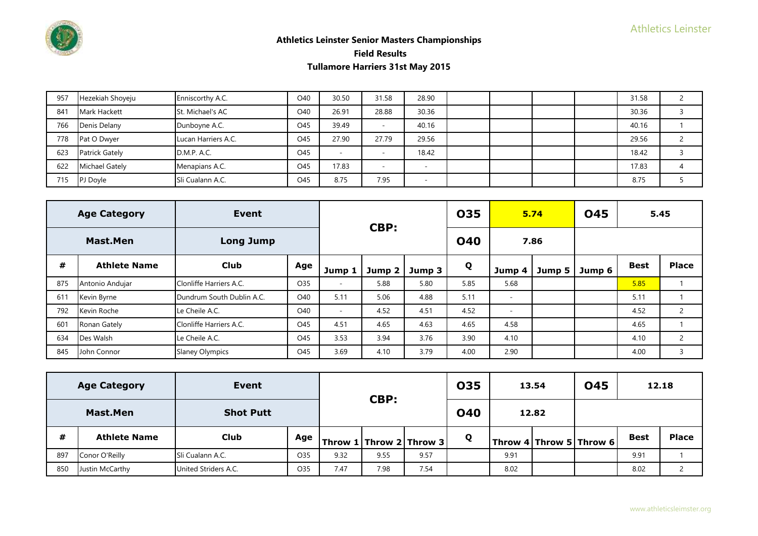# Athletics Leinster Senior Masters Championships

## Field Results

### Tullamore Harriers 31st May 2015

| # | Athlete Name | Club | Age | | | | | | | | Best | Place |
|---|---|---|---|---|---|---|---|---|---|---|---|---|
| 957 | Hezekiah Shoyeju | Enniscorthy A.C. | O40 | 30.50 | 31.58 | 28.90 | | | | | 31.58 | 2 |
| 841 | Mark Hackett | St. Michael's AC | O40 | 26.91 | 28.88 | 30.36 | | | | | 30.36 | 3 |
| 766 | Denis Delany | Dunboyne A.C. | O45 | 39.49 | - | 40.16 | | | | | 40.16 | 1 |
| 778 | Pat O Dwyer | Lucan Harriers A.C. | O45 | 27.90 | 27.79 | 29.56 | | | | | 29.56 | 2 |
| 623 | Patrick Gately | D.M.P. A.C. | O45 | - | - | 18.42 | | | | | 18.42 | 3 |
| 622 | Michael Gately | Menapians A.C. | O45 | 17.83 | - | - | | | | | 17.83 | 4 |
| 715 | PJ Doyle | Sli Cualann A.C. | O45 | 8.75 | 7.95 | - | | | | | 8.75 | 5 |

| **Age Category** | **Event** | | **CBP:** | | | **O35** | **5.74** | | **O45** | **5.45** | | |
|---|---|---|---|---|---|---|---|---|---|---|---|---|
| **Mast.Men** | **Long Jump** | | | | | **O40** | **7.86** | | | | | |
| **#** | **Athlete Name** | **Club** | **Age** | **Jump 1** | **Jump 2** | **Jump 3** | **Q** | **Jump 4** | **Jump 5** | **Jump 6** | **Best** | **Place** |
| 875 | Antonio Andujar | Clonliffe Harriers A.C. | O35 | - | 5.88 | 5.80 | 5.85 | 5.68 | | | 5.85 | 1 |
| 611 | Kevin Byrne | Dundrum South Dublin A.C. | O40 | 5.11 | 5.06 | 4.88 | 5.11 | - | | | 5.11 | 1 |
| 792 | Kevin Roche | Le Cheile A.C. | O40 | - | 4.52 | 4.51 | 4.52 | - | | | 4.52 | 2 |
| 601 | Ronan Gately | Clonliffe Harriers A.C. | O45 | 4.51 | 4.65 | 4.63 | 4.65 | 4.58 | | | 4.65 | 1 |
| 634 | Des Walsh | Le Cheile A.C. | O45 | 3.53 | 3.94 | 3.76 | 3.90 | 4.10 | | | 4.10 | 2 |
| 845 | John Connor | Slaney Olympics | O45 | 3.69 | 4.10 | 3.79 | 4.00 | 2.90 | | | 4.00 | 3 |

| **Age Category** | **Event** | | **CBP:** | | | **O35** | **13.54** | | **O45** | **12.18** | | |
|---|---|---|---|---|---|---|---|---|---|---|---|---|
| **Mast.Men** | **Shot Putt** | | | | | **O40** | **12.82** | | | | | |
| **#** | **Athlete Name** | **Club** | **Age** | **Throw 1** | **Throw 2** | **Throw 3** | **Q** | **Throw 4** | **Throw 5** | **Throw 6** | **Best** | **Place** |
| 897 | Conor O'Reilly | Sli Cualann A.C. | O35 | 9.32 | 9.55 | 9.57 | | 9.91 | | | 9.91 | 1 |
| 850 | Justin McCarthy | United Striders A.C. | O35 | 7.47 | 7.98 | 7.54 | | 8.02 | | | 8.02 | 2 |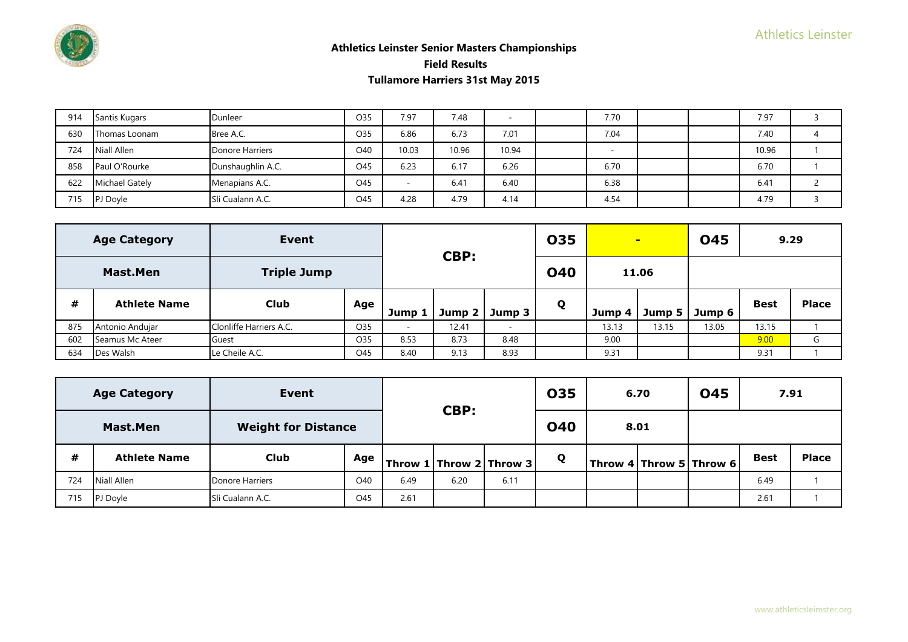# Athletics Leinster Senior Masters Championships

## Field Results

### Tullamore Harriers 31st May 2015

| # | Athlete Name | Club | Age | Jump 1 | Jump 2 | Jump 3 | Q | Jump 4 | Jump 5 | Jump 6 | Best | Place |
|---|---|---|---|---|---|---|---|---|---|---|---|---|
| 914 | Santis Kugars | Dunleer | O35 | 7.97 | 7.48 | - | | 7.70 | | | 7.97 | 3 |
| 630 | Thomas Loonam | Bree A.C. | O35 | 6.86 | 6.73 | 7.01 | | 7.04 | | | 7.40 | 4 |
| 724 | Niall Allen | Donore Harriers | O40 | 10.03 | 10.96 | 10.94 | | - | | | 10.96 | 1 |
| 858 | Paul O'Rourke | Dunshaughlin A.C. | O45 | 6.23 | 6.17 | 6.26 | | 6.70 | | | 6.70 | 1 |
| 622 | Michael Gately | Menapians A.C. | O45 | - | 6.41 | 6.40 | | 6.38 | | | 6.41 | 2 |
| 715 | PJ Doyle | Sli Cualann A.C. | O45 | 4.28 | 4.79 | 4.14 | | 4.54 | | | 4.79 | 3 |

| Age Category | Event | | CBP: | | | O35 | - | | O45 | 9.29 | |
|---|---|---|---|---|---|---|---|---|---|---|---|
| **Mast.Men** | **Triple Jump** | | | | | **O40** | 11.06 | | | | |

| # | Athlete Name | Club | Age | Jump 1 | Jump 2 | Jump 3 | Q | Jump 4 | Jump 5 | Jump 6 | Best | Place |
|---|---|---|---|---|---|---|---|---|---|---|---|---|
| 875 | Antonio Andujar | Clonliffe Harriers A.C. | O35 | - | 12.41 | - | | 13.13 | 13.15 | 13.05 | 13.15 | 1 |
| 602 | Seamus Mc Ateer | Guest | O35 | 8.53 | 8.73 | 8.48 | | 9.00 | | | 9.00 | G |
| 634 | Des Walsh | Le Cheile A.C. | O45 | 8.40 | 9.13 | 8.93 | | 9.31 | | | 9.31 | 1 |

| Age Category | Event | | CBP: | | | O35 | 6.70 | | O45 | 7.91 | |
|---|---|---|---|---|---|---|---|---|---|---|---|
| **Mast.Men** | **Weight for Distance** | | | | | **O40** | 8.01 | | | | |

| # | Athlete Name | Club | Age | Throw 1 | Throw 2 | Throw 3 | Q | Throw 4 | Throw 5 | Throw 6 | Best | Place |
|---|---|---|---|---|---|---|---|---|---|---|---|---|
| 724 | Niall Allen | Donore Harriers | O40 | 6.49 | 6.20 | 6.11 | | | | | 6.49 | 1 |
| 715 | PJ Doyle | Sli Cualann A.C. | O45 | 2.61 | | | | | | | 2.61 | 1 |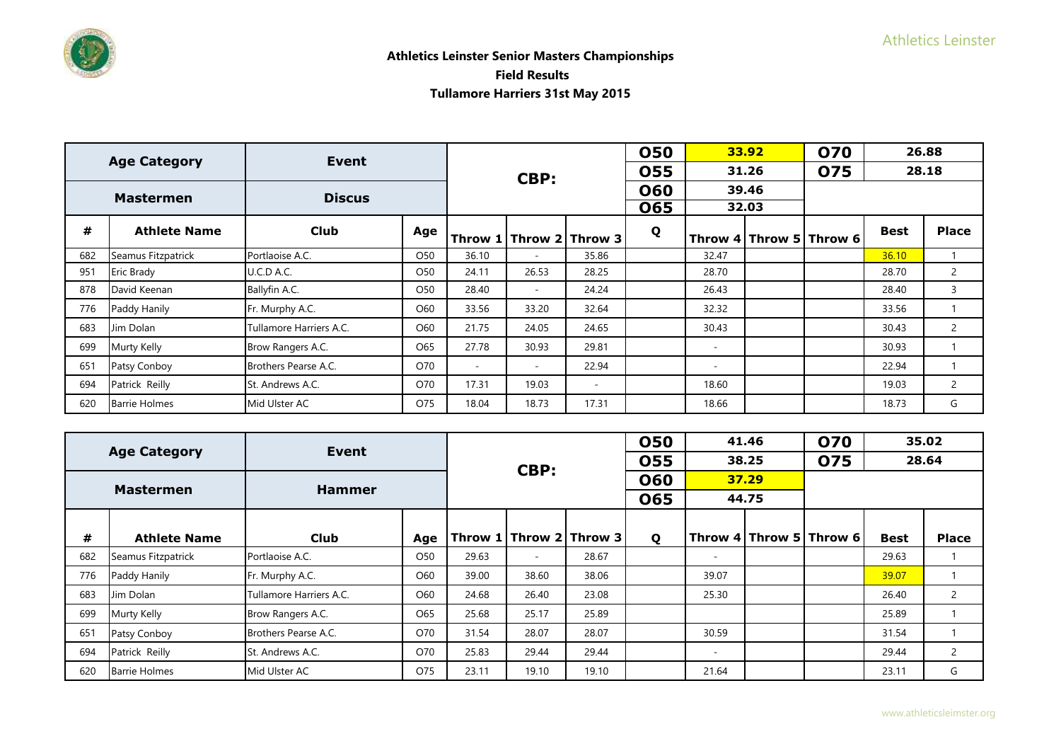Athletics Leinster Senior Masters Championships

Field Results

Tullamore Harriers 31st May 2015

| Age Category | | Event | | CBP: | | | O50 | 33.92 | | O70 | 26.88 | |
|---|---|---|---|---|---|---|---|---|---|---|---|---|
| | | | | | | | O55 | 31.26 | | O75 | 28.18 | |
| Mastermen | | Discus | | | | | O60 | 39.46 | | | | |
| | | | | | | | O65 | 32.03 | | | | |
| # | Athlete Name | Club | Age | Throw 1 | Throw 2 | Throw 3 | Q | Throw 4 | Throw 5 | Throw 6 | Best | Place |
| 682 | Seamus Fitzpatrick | Portlaoise A.C. | O50 | 36.10 | - | 35.86 | | 32.47 | | | 36.10 | 1 |
| 951 | Eric Brady | U.C.D A.C. | O50 | 24.11 | 26.53 | 28.25 | | 28.70 | | | 28.70 | 2 |
| 878 | David Keenan | Ballyfin A.C. | O50 | 28.40 | - | 24.24 | | 26.43 | | | 28.40 | 3 |
| 776 | Paddy Hanily | Fr. Murphy A.C. | O60 | 33.56 | 33.20 | 32.64 | | 32.32 | | | 33.56 | 1 |
| 683 | Jim Dolan | Tullamore Harriers A.C. | O60 | 21.75 | 24.05 | 24.65 | | 30.43 | | | 30.43 | 2 |
| 699 | Murty Kelly | Brow Rangers A.C. | O65 | 27.78 | 30.93 | 29.81 | | - | | | 30.93 | 1 |
| 651 | Patsy Conboy | Brothers Pearse A.C. | O70 | - | - | 22.94 | | - | | | 22.94 | 1 |
| 694 | Patrick Reilly | St. Andrews A.C. | O70 | 17.31 | 19.03 | - | | 18.60 | | | 19.03 | 2 |
| 620 | Barrie Holmes | Mid Ulster AC | O75 | 18.04 | 18.73 | 17.31 | | 18.66 | | | 18.73 | G |

| Age Category | | Event | | CBP: | | | O50 | 41.46 | | O70 | 35.02 | |
|---|---|---|---|---|---|---|---|---|---|---|---|---|
| | | | | | | | O55 | 38.25 | | O75 | 28.64 | |
| Mastermen | | Hammer | | | | | O60 | 37.29 | | | | |
| | | | | | | | O65 | 44.75 | | | | |
| # | Athlete Name | Club | Age | Throw 1 | Throw 2 | Throw 3 | Q | Throw 4 | Throw 5 | Throw 6 | Best | Place |
| 682 | Seamus Fitzpatrick | Portlaoise A.C. | O50 | 29.63 | - | 28.67 | | - | | | 29.63 | 1 |
| 776 | Paddy Hanily | Fr. Murphy A.C. | O60 | 39.00 | 38.60 | 38.06 | | 39.07 | | | 39.07 | 1 |
| 683 | Jim Dolan | Tullamore Harriers A.C. | O60 | 24.68 | 26.40 | 23.08 | | 25.30 | | | 26.40 | 2 |
| 699 | Murty Kelly | Brow Rangers A.C. | O65 | 25.68 | 25.17 | 25.89 | | | | | 25.89 | 1 |
| 651 | Patsy Conboy | Brothers Pearse A.C. | O70 | 31.54 | 28.07 | 28.07 | | 30.59 | | | 31.54 | 1 |
| 694 | Patrick Reilly | St. Andrews A.C. | O70 | 25.83 | 29.44 | 29.44 | | - | | | 29.44 | 2 |
| 620 | Barrie Holmes | Mid Ulster AC | O75 | 23.11 | 19.10 | 19.10 | | 21.64 | | | 23.11 | G |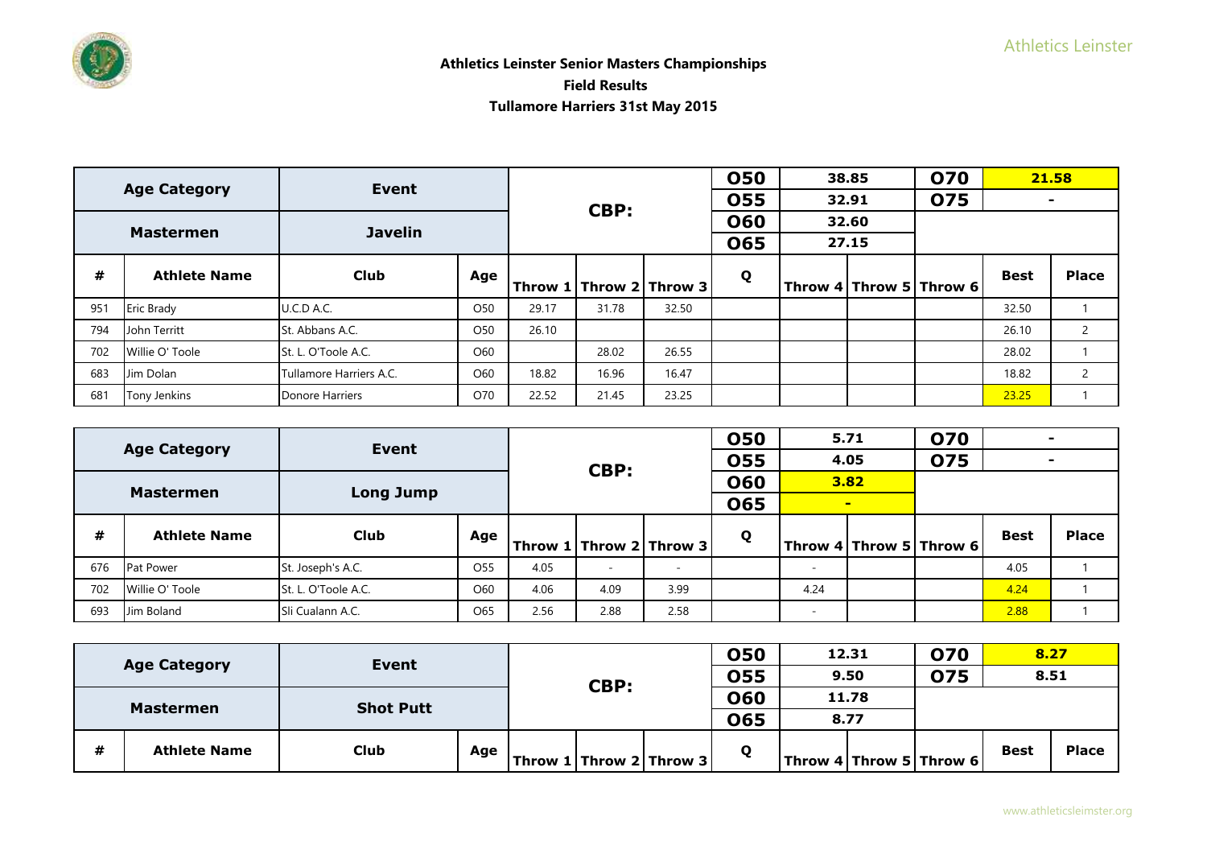# Athletics Leinster Senior Masters Championships

## Field Results

### Tullamore Harriers 31st May 2015

| Age Category | | Event | | CBP: | | | O50 | 38.85 | | O70 | 21.58 | |
|---|---|---|---|---|---|---|---|---|---|---|---|---|
| | | | | | | | O55 | 32.91 | | O75 | - | |
| Mastermen | | Javelin | | | | | O60 | 32.60 | | | | |
| | | | | | | | O65 | 27.15 | | | | |
| # | Athlete Name | Club | Age | Throw 1 | Throw 2 | Throw 3 | Q | Throw 4 | Throw 5 | Throw 6 | Best | Place |
| 951 | Eric Brady | U.C.D A.C. | O50 | 29.17 | 31.78 | 32.50 | | | | | 32.50 | 1 |
| 794 | John Territt | St. Abbans A.C. | O50 | 26.10 | | | | | | | 26.10 | 2 |
| 702 | Willie O' Toole | St. L. O'Toole A.C. | O60 | | 28.02 | 26.55 | | | | | 28.02 | 1 |
| 683 | Jim Dolan | Tullamore Harriers A.C. | O60 | 18.82 | 16.96 | 16.47 | | | | | 18.82 | 2 |
| 681 | Tony Jenkins | Donore Harriers | O70 | 22.52 | 21.45 | 23.25 | | | | | 23.25 | 1 |

| Age Category | | Event | | CBP: | | | O50 | 5.71 | | O70 | - | |
|---|---|---|---|---|---|---|---|---|---|---|---|---|
| | | | | | | | O55 | 4.05 | | O75 | - | |
| Mastermen | | Long Jump | | | | | O60 | 3.82 | | | | |
| | | | | | | | O65 | - | | | | |
| # | Athlete Name | Club | Age | Throw 1 | Throw 2 | Throw 3 | Q | Throw 4 | Throw 5 | Throw 6 | Best | Place |
| 676 | Pat Power | St. Joseph's A.C. | O55 | 4.05 | - | - | | - | | | 4.05 | 1 |
| 702 | Willie O' Toole | St. L. O'Toole A.C. | O60 | 4.06 | 4.09 | 3.99 | | 4.24 | | | 4.24 | 1 |
| 693 | Jim Boland | Sli Cualann A.C. | O65 | 2.56 | 2.88 | 2.58 | | - | | | 2.88 | 1 |

| Age Category | | Event | | CBP: | | | O50 | 12.31 | | O70 | 8.27 | |
|---|---|---|---|---|---|---|---|---|---|---|---|---|
| | | | | | | | O55 | 9.50 | | O75 | 8.51 | |
| Mastermen | | Shot Putt | | | | | O60 | 11.78 | | | | |
| | | | | | | | O65 | 8.77 | | | | |
| # | Athlete Name | Club | Age | Throw 1 | Throw 2 | Throw 3 | Q | Throw 4 | Throw 5 | Throw 6 | Best | Place |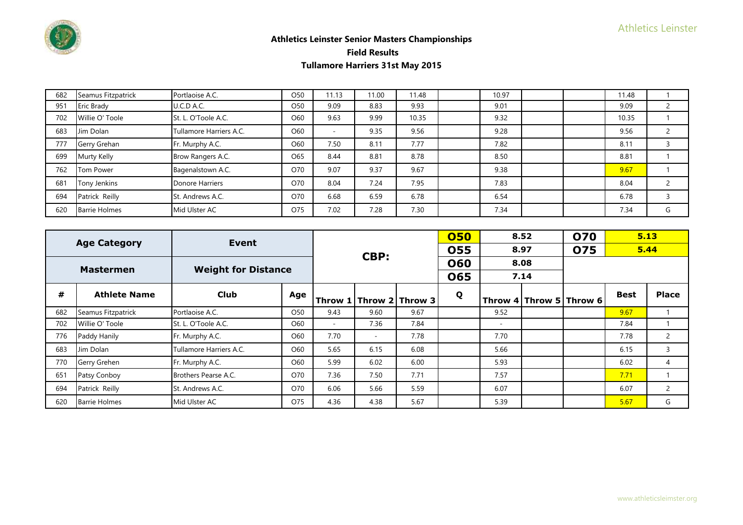## Athletics Leinster Senior Masters Championships

### Field Results

### Tullamore Harriers 31st May 2015

| # | Athlete Name | Club | Age | Throw 1 | Throw 2 | Throw 3 | Q | Throw 4 | Throw 5 | Throw 6 | Best | Place |
|---|---|---|---|---|---|---|---|---|---|---|---|---|
| 682 | Seamus Fitzpatrick | Portlaoise A.C. | O50 | 11.13 | 11.00 | 11.48 | | 10.97 | | | 11.48 | 1 |
| 951 | Eric Brady | U.C.D A.C. | O50 | 9.09 | 8.83 | 9.93 | | 9.01 | | | 9.09 | 2 |
| 702 | Willie O' Toole | St. L. O'Toole A.C. | O60 | 9.63 | 9.99 | 10.35 | | 9.32 | | | 10.35 | 1 |
| 683 | Jim Dolan | Tullamore Harriers A.C. | O60 | - | 9.35 | 9.56 | | 9.28 | | | 9.56 | 2 |
| 777 | Gerry Grehan | Fr. Murphy A.C. | O60 | 7.50 | 8.11 | 7.77 | | 7.82 | | | 8.11 | 3 |
| 699 | Murty Kelly | Brow Rangers A.C. | O65 | 8.44 | 8.81 | 8.78 | | 8.50 | | | 8.81 | 1 |
| 762 | Tom Power | Bagenalstown A.C. | O70 | 9.07 | 9.37 | 9.67 | | 9.38 | | | 9.67 | 1 |
| 681 | Tony Jenkins | Donore Harriers | O70 | 8.04 | 7.24 | 7.95 | | 7.83 | | | 8.04 | 2 |
| 694 | Patrick Reilly | St. Andrews A.C. | O70 | 6.68 | 6.59 | 6.78 | | 6.54 | | | 6.78 | 3 |
| 620 | Barrie Holmes | Mid Ulster AC | O75 | 7.02 | 7.28 | 7.30 | | 7.34 | | | 7.34 | G |

| Age Category | Event | | CBP: | | | | | | | | | |
|---|---|---|---|---|---|---|---|---|---|---|---|---|
| Mastermen | Weight for Distance | | | | | O50 | 8.52 | | O70 | 5.13 | | |
| | | | | | | O55 | 8.97 | | O75 | 5.44 | | |
| | | | | | | O60 | 8.08 | | | | | |
| | | | | | | O65 | 7.14 | | | | | |
| **#** | **Athlete Name** | **Club** | **Age** | **Throw 1** | **Throw 2** | **Throw 3** | **Q** | **Throw 4** | **Throw 5** | **Throw 6** | **Best** | **Place** |
| 682 | Seamus Fitzpatrick | Portlaoise A.C. | O50 | 9.43 | 9.60 | 9.67 | | 9.52 | | | 9.67 | 1 |
| 702 | Willie O' Toole | St. L. O'Toole A.C. | O60 | - | 7.36 | 7.84 | | - | | | 7.84 | 1 |
| 776 | Paddy Hanily | Fr. Murphy A.C. | O60 | 7.70 | - | 7.78 | | 7.70 | | | 7.78 | 2 |
| 683 | Jim Dolan | Tullamore Harriers A.C. | O60 | 5.65 | 6.15 | 6.08 | | 5.66 | | | 6.15 | 3 |
| 770 | Gerry Grehen | Fr. Murphy A.C. | O60 | 5.99 | 6.02 | 6.00 | | 5.93 | | | 6.02 | 4 |
| 651 | Patsy Conboy | Brothers Pearse A.C. | O70 | 7.36 | 7.50 | 7.71 | | 7.57 | | | 7.71 | 1 |
| 694 | Patrick Reilly | St. Andrews A.C. | O70 | 6.06 | 5.66 | 5.59 | | 6.07 | | | 6.07 | 2 |
| 620 | Barrie Holmes | Mid Ulster AC | O75 | 4.36 | 4.38 | 5.67 | | 5.39 | | | 5.67 | G |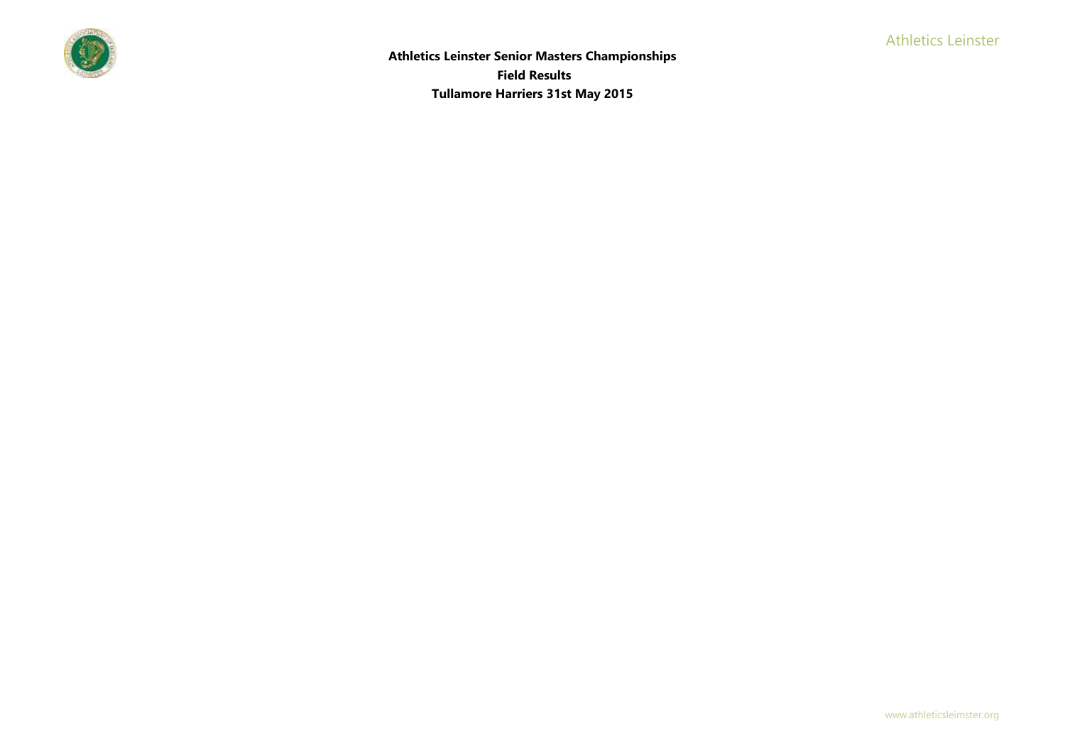**Athletics Leinster Senior Masters Championships**

**Field Results**

**Tullamore Harriers 31st May 2015**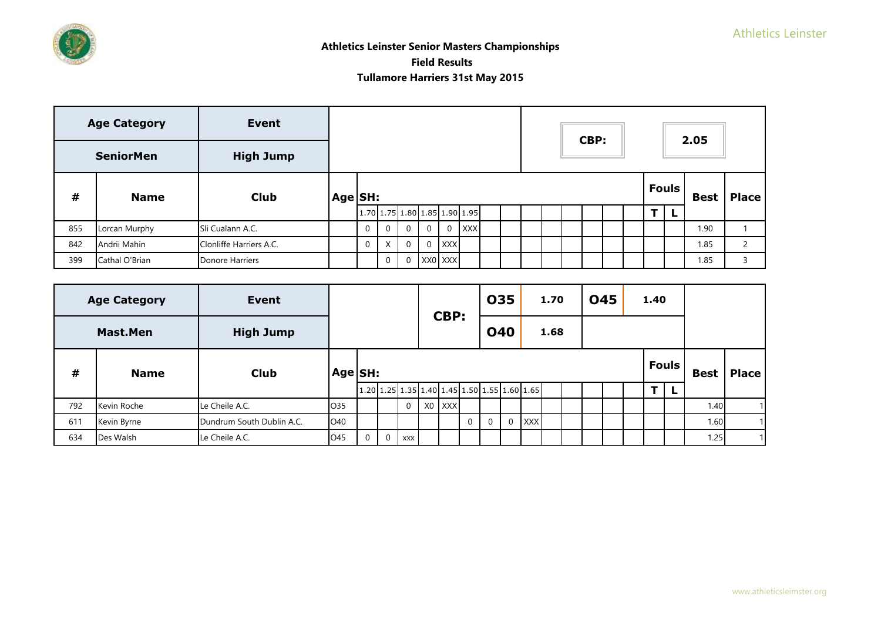# Athletics Leinster Senior Masters Championships

## Field Results

### Tullamore Harriers 31st May 2015

| Age Category | Event | | | | | | | | | | | | | | | | | | | | |
|---|---|---|---|---|---|---|---|---|---|---|---|---|---|---|---|---|---|---|---|---|---|
| SeniorMen | High Jump | | | | | | | | | | | | | | CBP: | | | 2.05 | | | |
| # | Name | Club | Age | SH: | | | | | | | | | | | | | | Fouls | | Best | Place |
| | | | | 1.70 | 1.75 | 1.80 | 1.85 | 1.90 | 1.95 | | | | | | | | | T | L | | |
| 855 | Lorcan Murphy | Sli Cualann A.C. | | 0 | 0 | 0 | 0 | 0 | XXX | | | | | | | | | | | 1.90 | 1 |
| 842 | Andrii Mahin | Clonliffe Harriers A.C. | | 0 | X | 0 | 0 | XXX | | | | | | | | | | | | 1.85 | 2 |
| 399 | Cathal O'Brian | Donore Harriers | | | 0 | 0 | XX0 | XXX | | | | | | | | | | | | 1.85 | 3 |

| Age Category | Event | | | | | | | | | | | | | | | | | | | | |
|---|---|---|---|---|---|---|---|---|---|---|---|---|---|---|---|---|---|---|---|---|---|
| Mast.Men | High Jump | | | | CBP: | | O35 | | 1.70 | | O45 | | 1.40 | | | | | | | | |
| | | | | | | | O40 | | 1.68 | | | | | | | | | | | | |
| # | Name | Club | Age | SH: | | | | | | | | | | | | | | Fouls | | Best | Place |
| | | | | 1.20 | 1.25 | 1.35 | 1.40 | 1.45 | 1.50 | 1.55 | 1.60 | 1.65 | | | | | | T | L | | |
| 792 | Kevin Roche | Le Cheile A.C. | O35 | | | 0 | X0 | XXX | | | | | | | | | | | | 1.40 | 1 |
| 611 | Kevin Byrne | Dundrum South Dublin A.C. | O40 | | | | | | 0 | 0 | 0 | XXX | | | | | | | | 1.60 | 1 |
| 634 | Des Walsh | Le Cheile A.C. | O45 | 0 | 0 | xxx | | | | | | | | | | | | | | 1.25 | 1 |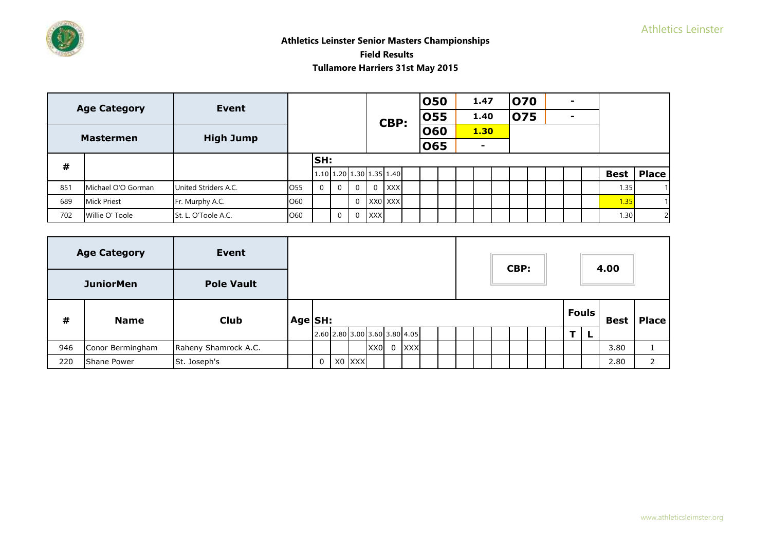**Athletics Leinster Senior Masters Championships**

**Field Results**

**Tullamore Harriers 31st May 2015**

| Age Category | Event | CBP: | O50 | 1.47 | O70 | - |
|---|---|---|---|---|---|---|
| | | | O55 | 1.40 | O75 | - |
| Mastermen | High Jump | | O60 | 1.30 | | |
| | | | O65 | - | | |

| # | | | | 1.10 | 1.20 | 1.30 | 1.35 | 1.40 | Best | Place |
|---|---|---|---|---|---|---|---|---|---|---|
| 851 | Michael O'O Gorman | United Striders A.C. | O55 | 0 | 0 | 0 | 0 | XXX | 1.35 | 1 |
| 689 | Mick Priest | Fr. Murphy A.C. | O60 | | | 0 | XX0 | XXX | 1.35 | 1 |
| 702 | Willie O' Toole | St. L. O'Toole A.C. | O60 | | 0 | 0 | XXX | | 1.30 | 2 |

SH: 1.10 1.20 1.30 1.35 1.40

| Age Category | Event | CBP: | 4.00 |
|---|---|---|---|
| JuniorMen | Pole Vault | | |

| # | Name | Club | Age | 2.60 | 2.80 | 3.00 | 3.60 | 3.80 | 4.05 | Fouls T | Fouls L | Best | Place |
|---|---|---|---|---|---|---|---|---|---|---|---|---|---|
| 946 | Conor Bermingham | Raheny Shamrock A.C. | | | | | XX0 | 0 | XXX | | | 3.80 | 1 |
| 220 | Shane Power | St. Joseph's | | 0 | X0 | XXX | | | | | | 2.80 | 2 |

SH: 2.60 2.80 3.00 3.60 3.80 4.05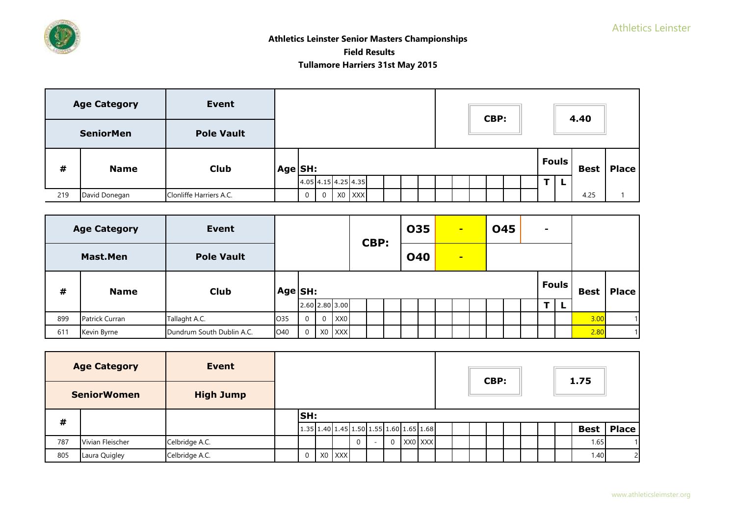**Athletics Leinster Senior Masters Championships**

**Field Results**

**Tullamore Harriers 31st May 2015**

| Age Category | Event | | CBP: | 4.40 | | | |
|---|---|---|---|---|---|---|---|
| SeniorMen | Pole Vault | | | | | | |

| # | Name | Club | Age | 4.05 | 4.15 | 4.25 | 4.35 | Fouls T | Fouls L | Best | Place |
|---|---|---|---|---|---|---|---|---|---|---|---|
| 219 | David Donegan | Clonliffe Harriers A.C. | | 0 | 0 | X0 | XXX | | | 4.25 | 1 |

| Age Category | Event | CBP: | O35 | - | O45 | - |
|---|---|---|---|---|---|---|
| Mast.Men | Pole Vault | | O40 | - | | |

| # | Name | Club | Age | 2.60 | 2.80 | 3.00 | Fouls T | Fouls L | Best | Place |
|---|---|---|---|---|---|---|---|---|---|---|
| 899 | Patrick Curran | Tallaght A.C. | O35 | 0 | 0 | XX0 | | | 3.00 | 1 |
| 611 | Kevin Byrne | Dundrum South Dublin A.C. | O40 | 0 | X0 | XXX | | | 2.80 | 1 |

| Age Category | Event | | CBP: | 1.75 |
|---|---|---|---|---|
| SeniorWomen | High Jump | | | |

| # | | | 1.35 | 1.40 | 1.45 | 1.50 | 1.55 | 1.60 | 1.65 | 1.68 | Best | Place |
|---|---|---|---|---|---|---|---|---|---|---|---|---|
| 787 | Vivian Fleischer | Celbridge A.C. | | | | 0 | - | 0 | XX0 | XXX | 1.65 | 1 |
| 805 | Laura Quigley | Celbridge A.C. | 0 | X0 | XXX | | | | | | 1.40 | 2 |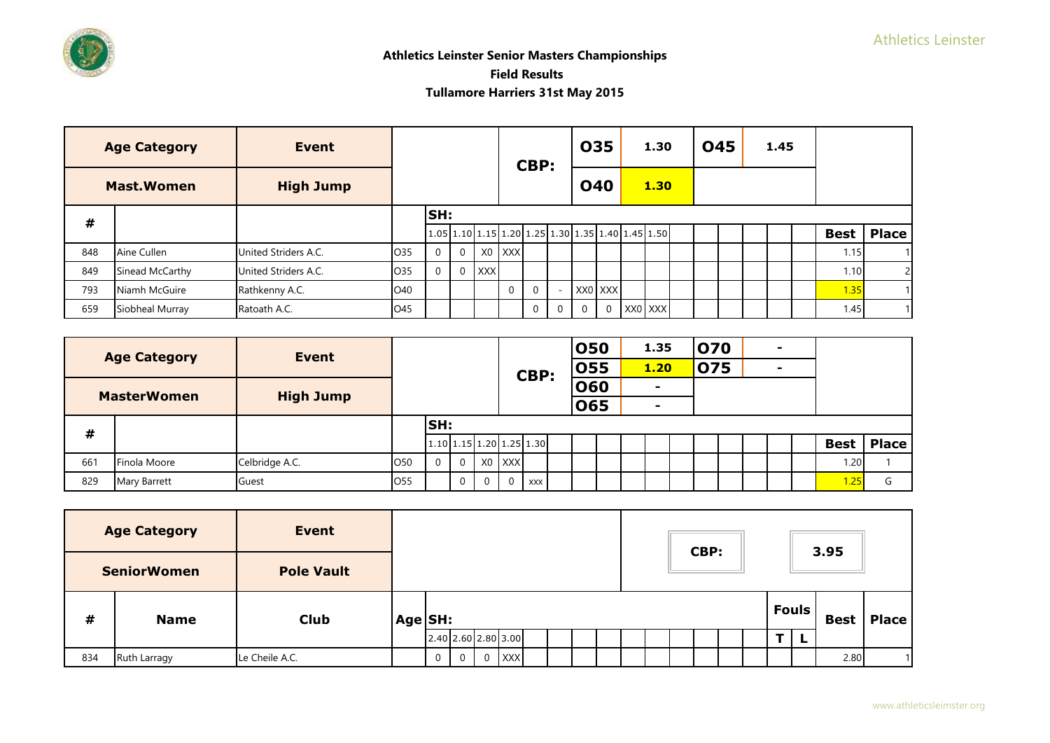**Athletics Leinster Senior Masters Championships**

**Field Results**

**Tullamore Harriers 31st May 2015**

| Age Category | Event | | CBP: | O35 | 1.30 | O45 | 1.45 | | | | | | | | | | | | |
|---|---|---|---|---|---|---|---|---|---|---|---|---|---|---|---|---|---|---|---|
| Mast.Women | High Jump | | | O40 | 1.30 | | | | | | | | | | | | | | |
| # | | | | SH: | | | | | | | | | | | | | | | |
| | | | | 1.05 | 1.10 | 1.15 | 1.20 | 1.25 | 1.30 | 1.35 | 1.40 | 1.45 | 1.50 | | | | | Best | Place |
| 848 | Aine Cullen | United Striders A.C. | O35 | 0 | 0 | X0 | XXX | | | | | | | | | | | 1.15 | 1 |
| 849 | Sinead McCarthy | United Striders A.C. | O35 | 0 | 0 | XXX | | | | | | | | | | | | 1.10 | 2 |
| 793 | Niamh McGuire | Rathkenny A.C. | O40 | | | | 0 | 0 | - | XX0 | XXX | | | | | | | 1.35 | 1 |
| 659 | Siobheal Murray | Ratoath A.C. | O45 | | | | | 0 | 0 | 0 | 0 | XX0 | XXX | | | | | 1.45 | 1 |

| Age Category | Event | | CBP: | O50 | 1.35 | O70 | - | | | | | | | | | | | | |
|---|---|---|---|---|---|---|---|---|---|---|---|---|---|---|---|---|---|---|---|
| | | | | O55 | 1.20 | O75 | - | | | | | | | | | | | | |
| MasterWomen | High Jump | | | O60 | - | | | | | | | | | | | | | | |
| | | | | O65 | - | | | | | | | | | | | | | | |
| # | | | | SH: | | | | | | | | | | | | | | | |
| | | | | 1.10 | 1.15 | 1.20 | 1.25 | 1.30 | | | | | | | | | | Best | Place |
| 661 | Finola Moore | Celbridge A.C. | O50 | 0 | 0 | X0 | XXX | | | | | | | | | | | 1.20 | 1 |
| 829 | Mary Barrett | Guest | O55 | | 0 | 0 | 0 | xxx | | | | | | | | | | 1.25 | G |

| Age Category | Event | | CBP: | | | | | | | | | | | | | | | 3.95 | |
|---|---|---|---|---|---|---|---|---|---|---|---|---|---|---|---|---|---|---|---|
| SeniorWomen | Pole Vault | | | | | | | | | | | | | | | | | | |
| # | Name | Club | Age | SH: | | | | | | | | | | | | Fouls | | Best | Place |
| | | | | 2.40 | 2.60 | 2.80 | 3.00 | | | | | | | | | T | L | | |
| 834 | Ruth Larragy | Le Cheile A.C. | | 0 | 0 | 0 | XXX | | | | | | | | | | | 2.80 | 1 |